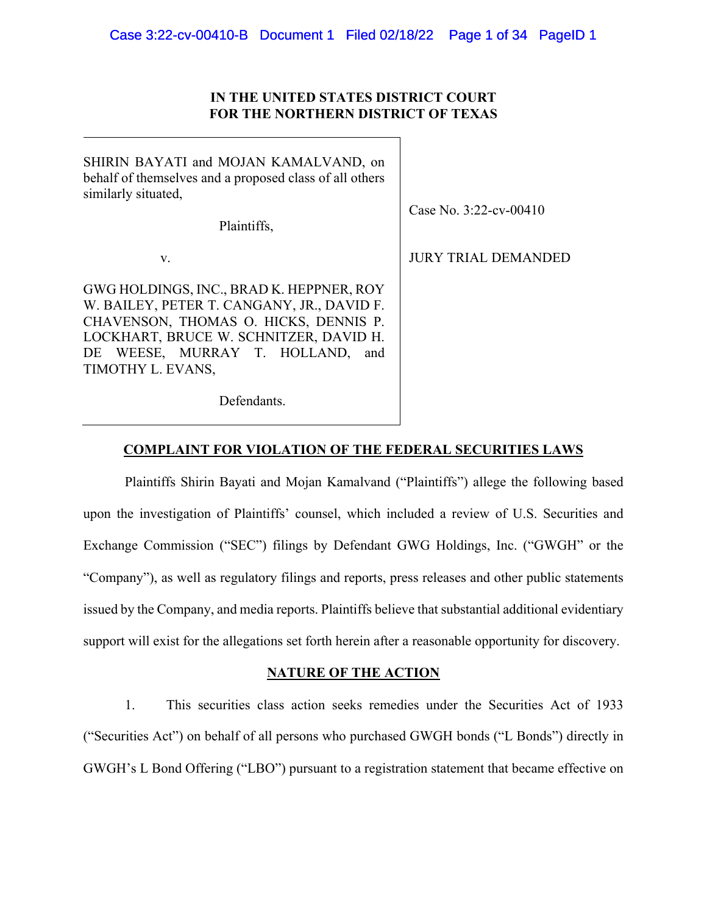**IN THE UNITED STATES DISTRICT COURT**
**FOR THE NORTHERN DISTRICT OF TEXAS**

| | |
|---|---|
| SHIRIN BAYATI and MOJAN KAMALVAND, on behalf of themselves and a proposed class of all others similarly situated,<br><br>Plaintiffs,<br><br>v.<br><br>GWG HOLDINGS, INC., BRAD K. HEPPNER, ROY W. BAILEY, PETER T. CANGANY, JR., DAVID F. CHAVENSON, THOMAS O. HICKS, DENNIS P. LOCKHART, BRUCE W. SCHNITZER, DAVID H. DE WEESE, MURRAY T. HOLLAND, and TIMOTHY L. EVANS,<br><br>Defendants. | Case No. 3:22-cv-00410<br><br>JURY TRIAL DEMANDED |

## COMPLAINT FOR VIOLATION OF THE FEDERAL SECURITIES LAWS

Plaintiffs Shirin Bayati and Mojan Kamalvand ("Plaintiffs") allege the following based upon the investigation of Plaintiffs' counsel, which included a review of U.S. Securities and Exchange Commission ("SEC") filings by Defendant GWG Holdings, Inc. ("GWGH" or the "Company"), as well as regulatory filings and reports, press releases and other public statements issued by the Company, and media reports. Plaintiffs believe that substantial additional evidentiary support will exist for the allegations set forth herein after a reasonable opportunity for discovery.

## NATURE OF THE ACTION

1. This securities class action seeks remedies under the Securities Act of 1933 ("Securities Act") on behalf of all persons who purchased GWGH bonds ("L Bonds") directly in GWGH's L Bond Offering ("LBO") pursuant to a registration statement that became effective on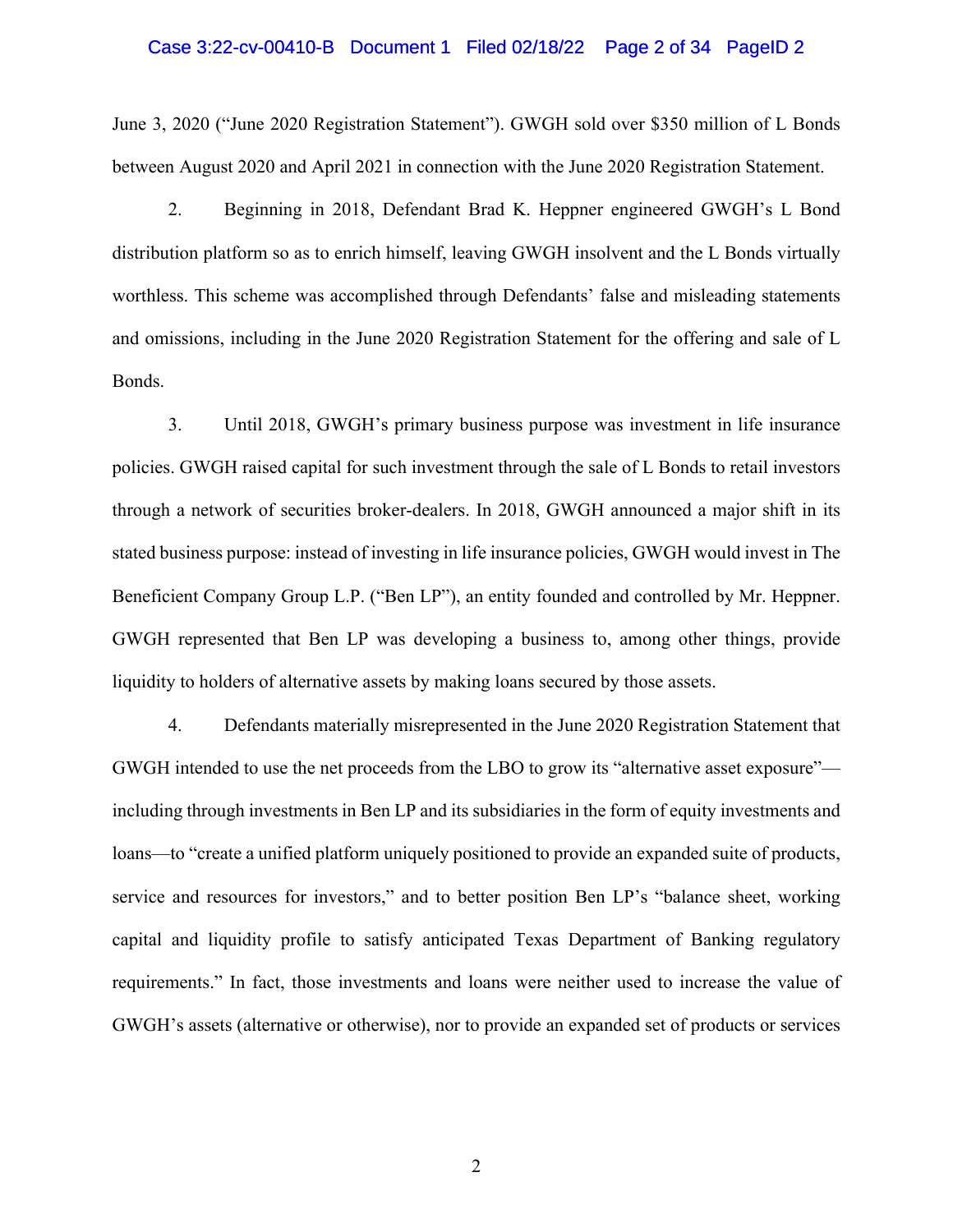June 3, 2020 ("June 2020 Registration Statement"). GWGH sold over $350 million of L Bonds between August 2020 and April 2021 in connection with the June 2020 Registration Statement.

2. Beginning in 2018, Defendant Brad K. Heppner engineered GWGH's L Bond distribution platform so as to enrich himself, leaving GWGH insolvent and the L Bonds virtually worthless. This scheme was accomplished through Defendants' false and misleading statements and omissions, including in the June 2020 Registration Statement for the offering and sale of L Bonds.

3. Until 2018, GWGH's primary business purpose was investment in life insurance policies. GWGH raised capital for such investment through the sale of L Bonds to retail investors through a network of securities broker-dealers. In 2018, GWGH announced a major shift in its stated business purpose: instead of investing in life insurance policies, GWGH would invest in The Beneficient Company Group L.P. ("Ben LP"), an entity founded and controlled by Mr. Heppner. GWGH represented that Ben LP was developing a business to, among other things, provide liquidity to holders of alternative assets by making loans secured by those assets.

4. Defendants materially misrepresented in the June 2020 Registration Statement that GWGH intended to use the net proceeds from the LBO to grow its "alternative asset exposure"—including through investments in Ben LP and its subsidiaries in the form of equity investments and loans—to "create a unified platform uniquely positioned to provide an expanded suite of products, service and resources for investors," and to better position Ben LP's "balance sheet, working capital and liquidity profile to satisfy anticipated Texas Department of Banking regulatory requirements." In fact, those investments and loans were neither used to increase the value of GWGH's assets (alternative or otherwise), nor to provide an expanded set of products or services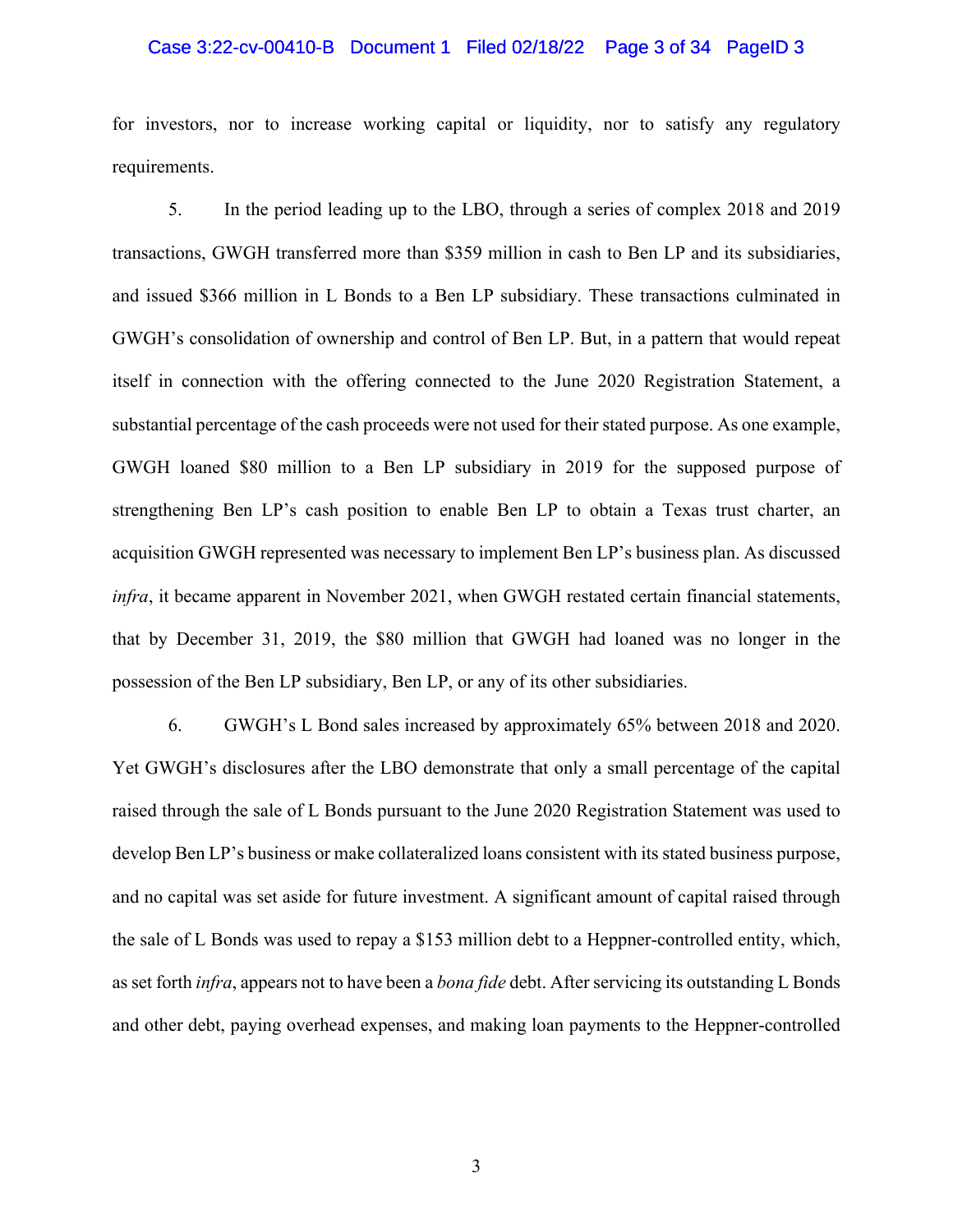for investors, nor to increase working capital or liquidity, nor to satisfy any regulatory requirements.

5. In the period leading up to the LBO, through a series of complex 2018 and 2019 transactions, GWGH transferred more than $359 million in cash to Ben LP and its subsidiaries, and issued $366 million in L Bonds to a Ben LP subsidiary. These transactions culminated in GWGH's consolidation of ownership and control of Ben LP. But, in a pattern that would repeat itself in connection with the offering connected to the June 2020 Registration Statement, a substantial percentage of the cash proceeds were not used for their stated purpose. As one example, GWGH loaned $80 million to a Ben LP subsidiary in 2019 for the supposed purpose of strengthening Ben LP's cash position to enable Ben LP to obtain a Texas trust charter, an acquisition GWGH represented was necessary to implement Ben LP's business plan. As discussed *infra*, it became apparent in November 2021, when GWGH restated certain financial statements, that by December 31, 2019, the $80 million that GWGH had loaned was no longer in the possession of the Ben LP subsidiary, Ben LP, or any of its other subsidiaries.

6. GWGH's L Bond sales increased by approximately 65% between 2018 and 2020. Yet GWGH's disclosures after the LBO demonstrate that only a small percentage of the capital raised through the sale of L Bonds pursuant to the June 2020 Registration Statement was used to develop Ben LP's business or make collateralized loans consistent with its stated business purpose, and no capital was set aside for future investment. A significant amount of capital raised through the sale of L Bonds was used to repay a $153 million debt to a Heppner-controlled entity, which, as set forth *infra*, appears not to have been a *bona fide* debt. After servicing its outstanding L Bonds and other debt, paying overhead expenses, and making loan payments to the Heppner-controlled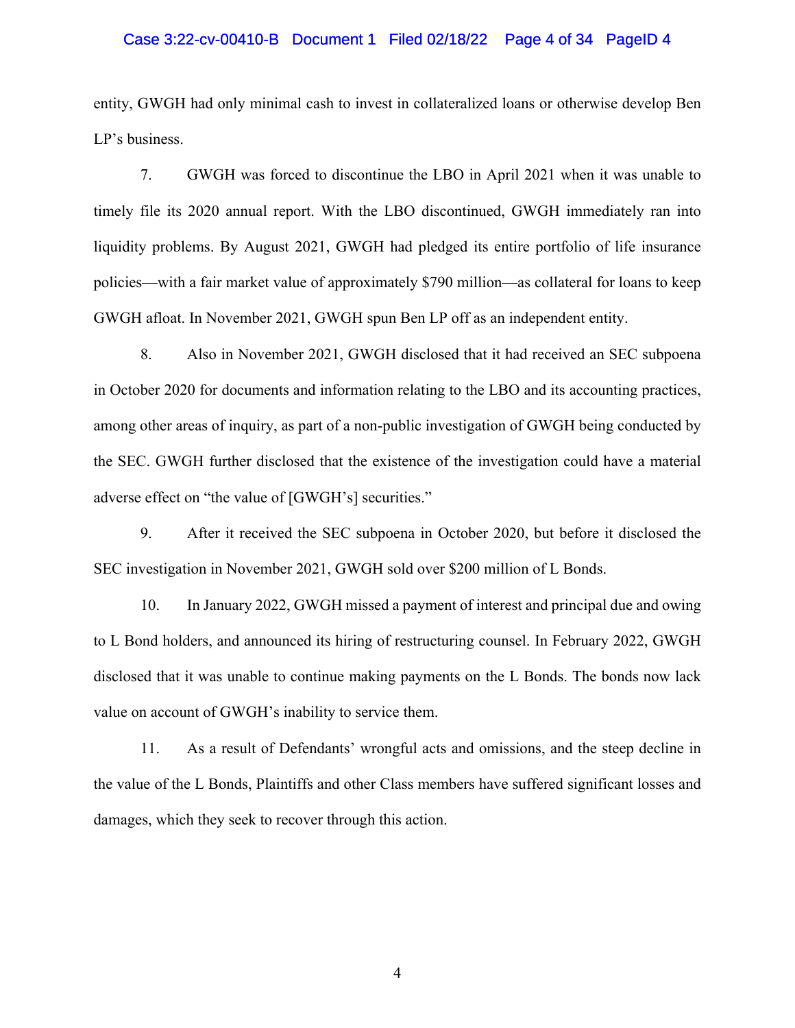entity, GWGH had only minimal cash to invest in collateralized loans or otherwise develop Ben LP's business.

7. GWGH was forced to discontinue the LBO in April 2021 when it was unable to timely file its 2020 annual report. With the LBO discontinued, GWGH immediately ran into liquidity problems. By August 2021, GWGH had pledged its entire portfolio of life insurance policies—with a fair market value of approximately $790 million—as collateral for loans to keep GWGH afloat. In November 2021, GWGH spun Ben LP off as an independent entity.

8. Also in November 2021, GWGH disclosed that it had received an SEC subpoena in October 2020 for documents and information relating to the LBO and its accounting practices, among other areas of inquiry, as part of a non-public investigation of GWGH being conducted by the SEC. GWGH further disclosed that the existence of the investigation could have a material adverse effect on "the value of [GWGH's] securities."

9. After it received the SEC subpoena in October 2020, but before it disclosed the SEC investigation in November 2021, GWGH sold over $200 million of L Bonds.

10. In January 2022, GWGH missed a payment of interest and principal due and owing to L Bond holders, and announced its hiring of restructuring counsel. In February 2022, GWGH disclosed that it was unable to continue making payments on the L Bonds. The bonds now lack value on account of GWGH's inability to service them.

11. As a result of Defendants' wrongful acts and omissions, and the steep decline in the value of the L Bonds, Plaintiffs and other Class members have suffered significant losses and damages, which they seek to recover through this action.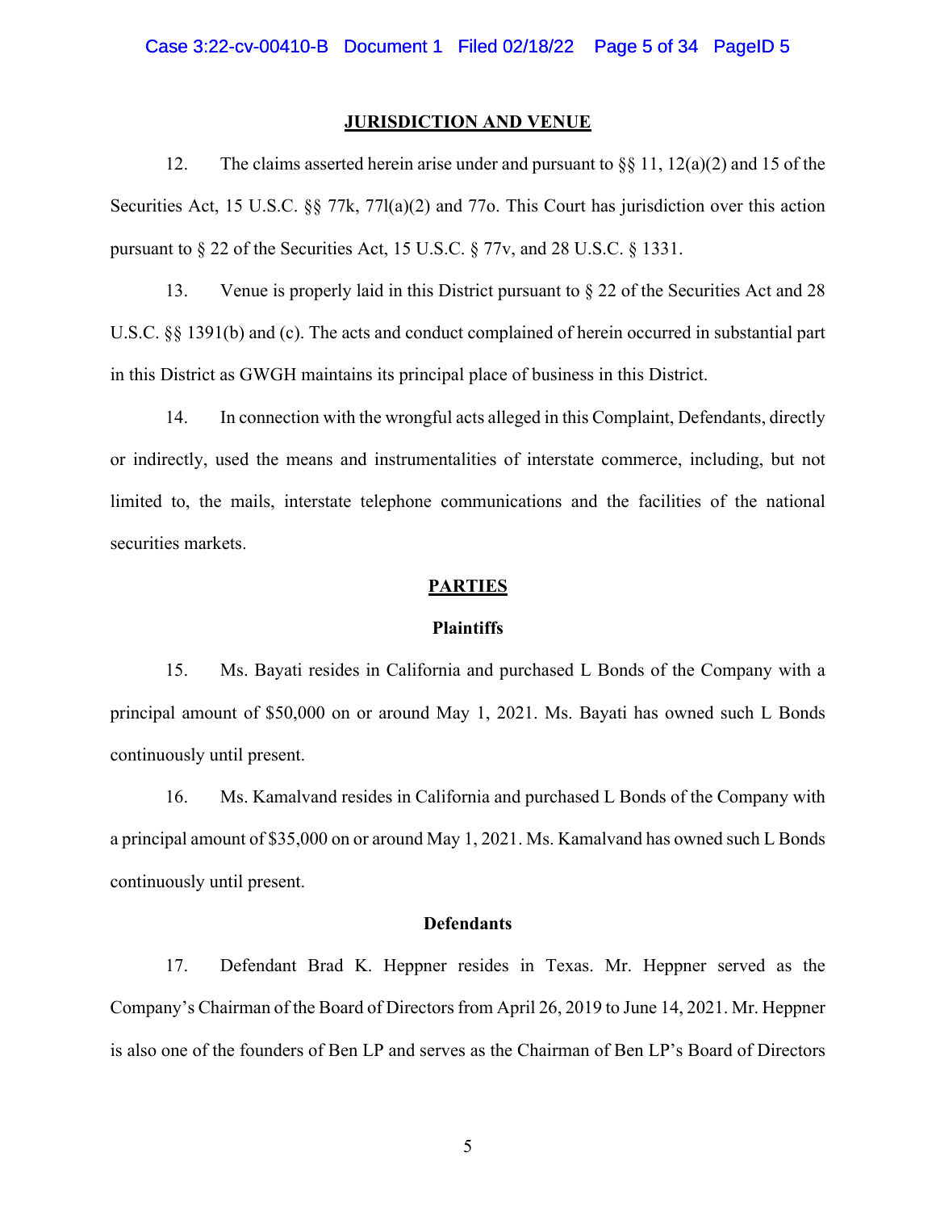## JURISDICTION AND VENUE

12. The claims asserted herein arise under and pursuant to §§ 11, 12(a)(2) and 15 of the Securities Act, 15 U.S.C. §§ 77k, 77l(a)(2) and 77o. This Court has jurisdiction over this action pursuant to § 22 of the Securities Act, 15 U.S.C. § 77v, and 28 U.S.C. § 1331.

13. Venue is properly laid in this District pursuant to § 22 of the Securities Act and 28 U.S.C. §§ 1391(b) and (c). The acts and conduct complained of herein occurred in substantial part in this District as GWGH maintains its principal place of business in this District.

14. In connection with the wrongful acts alleged in this Complaint, Defendants, directly or indirectly, used the means and instrumentalities of interstate commerce, including, but not limited to, the mails, interstate telephone communications and the facilities of the national securities markets.

## PARTIES

### Plaintiffs

15. Ms. Bayati resides in California and purchased L Bonds of the Company with a principal amount of $50,000 on or around May 1, 2021. Ms. Bayati has owned such L Bonds continuously until present.

16. Ms. Kamalvand resides in California and purchased L Bonds of the Company with a principal amount of $35,000 on or around May 1, 2021. Ms. Kamalvand has owned such L Bonds continuously until present.

### Defendants

17. Defendant Brad K. Heppner resides in Texas. Mr. Heppner served as the Company's Chairman of the Board of Directors from April 26, 2019 to June 14, 2021. Mr. Heppner is also one of the founders of Ben LP and serves as the Chairman of Ben LP's Board of Directors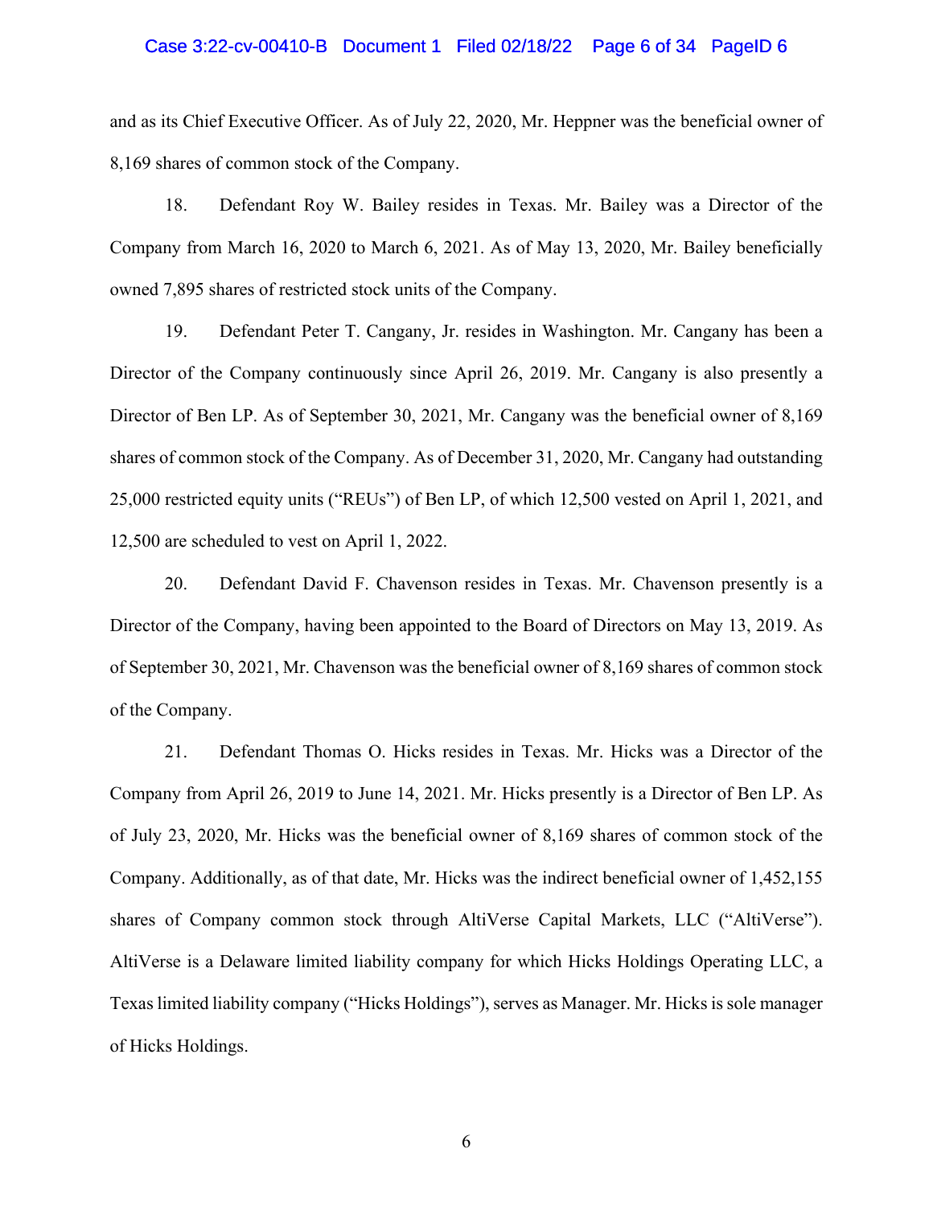and as its Chief Executive Officer. As of July 22, 2020, Mr. Heppner was the beneficial owner of 8,169 shares of common stock of the Company.

18. Defendant Roy W. Bailey resides in Texas. Mr. Bailey was a Director of the Company from March 16, 2020 to March 6, 2021. As of May 13, 2020, Mr. Bailey beneficially owned 7,895 shares of restricted stock units of the Company.

19. Defendant Peter T. Cangany, Jr. resides in Washington. Mr. Cangany has been a Director of the Company continuously since April 26, 2019. Mr. Cangany is also presently a Director of Ben LP. As of September 30, 2021, Mr. Cangany was the beneficial owner of 8,169 shares of common stock of the Company. As of December 31, 2020, Mr. Cangany had outstanding 25,000 restricted equity units ("REUs") of Ben LP, of which 12,500 vested on April 1, 2021, and 12,500 are scheduled to vest on April 1, 2022.

20. Defendant David F. Chavenson resides in Texas. Mr. Chavenson presently is a Director of the Company, having been appointed to the Board of Directors on May 13, 2019. As of September 30, 2021, Mr. Chavenson was the beneficial owner of 8,169 shares of common stock of the Company.

21. Defendant Thomas O. Hicks resides in Texas. Mr. Hicks was a Director of the Company from April 26, 2019 to June 14, 2021. Mr. Hicks presently is a Director of Ben LP. As of July 23, 2020, Mr. Hicks was the beneficial owner of 8,169 shares of common stock of the Company. Additionally, as of that date, Mr. Hicks was the indirect beneficial owner of 1,452,155 shares of Company common stock through AltiVerse Capital Markets, LLC ("AltiVerse"). AltiVerse is a Delaware limited liability company for which Hicks Holdings Operating LLC, a Texas limited liability company ("Hicks Holdings"), serves as Manager. Mr. Hicks is sole manager of Hicks Holdings.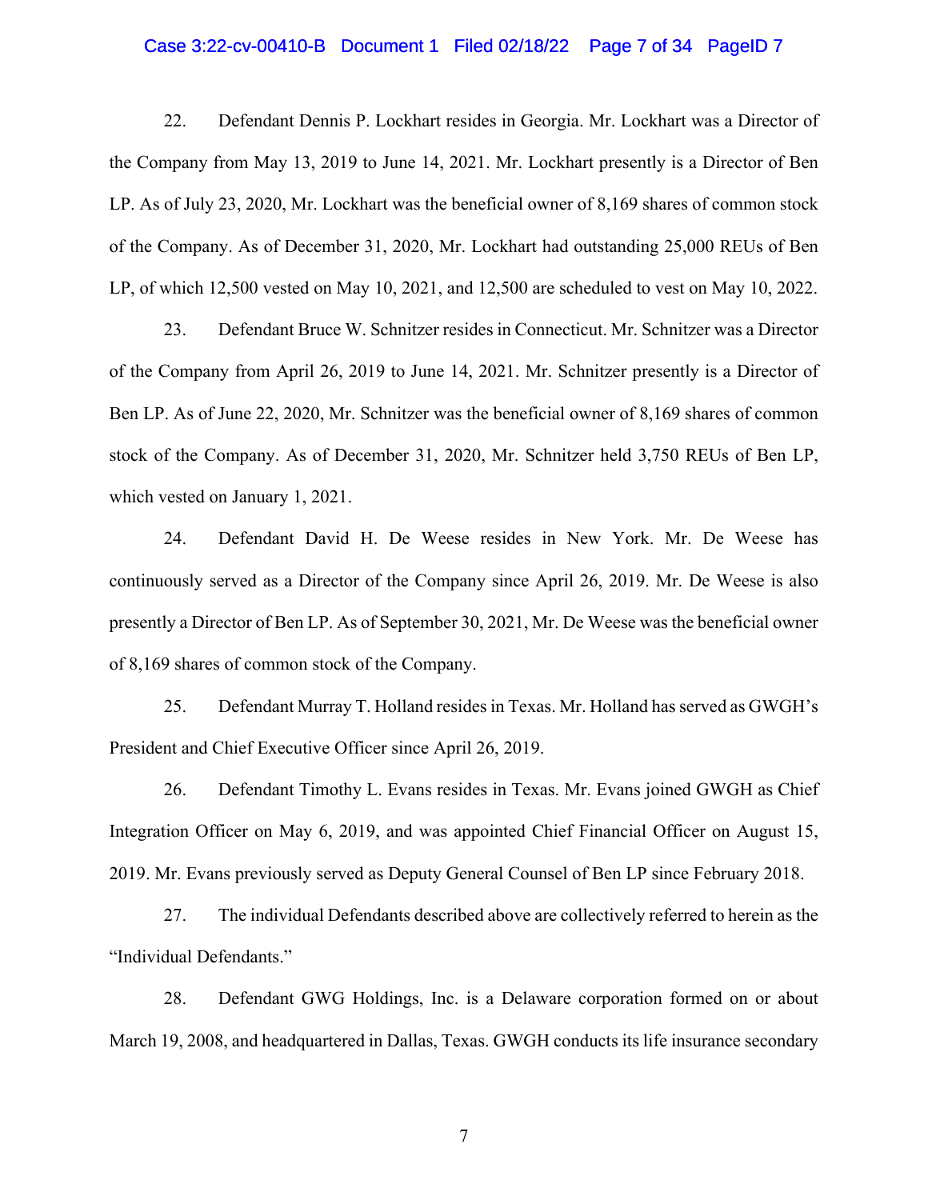22. Defendant Dennis P. Lockhart resides in Georgia. Mr. Lockhart was a Director of the Company from May 13, 2019 to June 14, 2021. Mr. Lockhart presently is a Director of Ben LP. As of July 23, 2020, Mr. Lockhart was the beneficial owner of 8,169 shares of common stock of the Company. As of December 31, 2020, Mr. Lockhart had outstanding 25,000 REUs of Ben LP, of which 12,500 vested on May 10, 2021, and 12,500 are scheduled to vest on May 10, 2022.

23. Defendant Bruce W. Schnitzer resides in Connecticut. Mr. Schnitzer was a Director of the Company from April 26, 2019 to June 14, 2021. Mr. Schnitzer presently is a Director of Ben LP. As of June 22, 2020, Mr. Schnitzer was the beneficial owner of 8,169 shares of common stock of the Company. As of December 31, 2020, Mr. Schnitzer held 3,750 REUs of Ben LP, which vested on January 1, 2021.

24. Defendant David H. De Weese resides in New York. Mr. De Weese has continuously served as a Director of the Company since April 26, 2019. Mr. De Weese is also presently a Director of Ben LP. As of September 30, 2021, Mr. De Weese was the beneficial owner of 8,169 shares of common stock of the Company.

25. Defendant Murray T. Holland resides in Texas. Mr. Holland has served as GWGH's President and Chief Executive Officer since April 26, 2019.

26. Defendant Timothy L. Evans resides in Texas. Mr. Evans joined GWGH as Chief Integration Officer on May 6, 2019, and was appointed Chief Financial Officer on August 15, 2019. Mr. Evans previously served as Deputy General Counsel of Ben LP since February 2018.

27. The individual Defendants described above are collectively referred to herein as the "Individual Defendants."

28. Defendant GWG Holdings, Inc. is a Delaware corporation formed on or about March 19, 2008, and headquartered in Dallas, Texas. GWGH conducts its life insurance secondary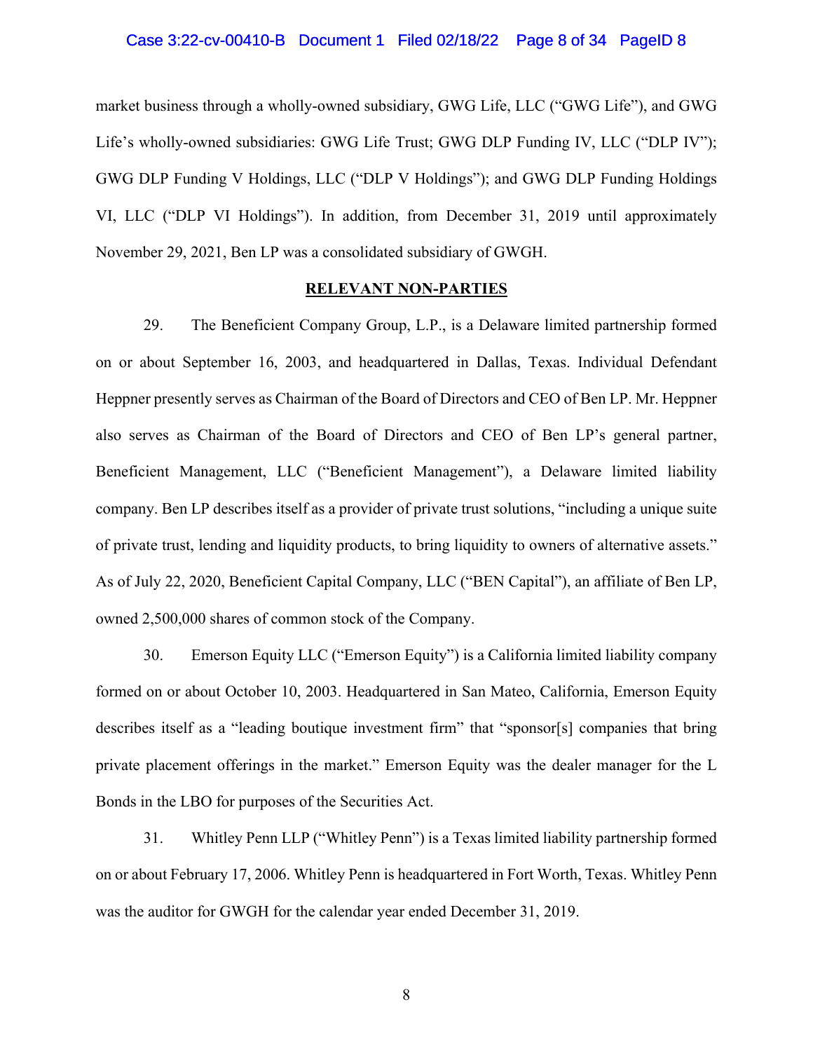market business through a wholly-owned subsidiary, GWG Life, LLC ("GWG Life"), and GWG Life's wholly-owned subsidiaries: GWG Life Trust; GWG DLP Funding IV, LLC ("DLP IV"); GWG DLP Funding V Holdings, LLC ("DLP V Holdings"); and GWG DLP Funding Holdings VI, LLC ("DLP VI Holdings"). In addition, from December 31, 2019 until approximately November 29, 2021, Ben LP was a consolidated subsidiary of GWGH.

## RELEVANT NON-PARTIES

29. The Beneficient Company Group, L.P., is a Delaware limited partnership formed on or about September 16, 2003, and headquartered in Dallas, Texas. Individual Defendant Heppner presently serves as Chairman of the Board of Directors and CEO of Ben LP. Mr. Heppner also serves as Chairman of the Board of Directors and CEO of Ben LP's general partner, Beneficient Management, LLC ("Beneficient Management"), a Delaware limited liability company. Ben LP describes itself as a provider of private trust solutions, "including a unique suite of private trust, lending and liquidity products, to bring liquidity to owners of alternative assets." As of July 22, 2020, Beneficient Capital Company, LLC ("BEN Capital"), an affiliate of Ben LP, owned 2,500,000 shares of common stock of the Company.

30. Emerson Equity LLC ("Emerson Equity") is a California limited liability company formed on or about October 10, 2003. Headquartered in San Mateo, California, Emerson Equity describes itself as a "leading boutique investment firm" that "sponsor[s] companies that bring private placement offerings in the market." Emerson Equity was the dealer manager for the L Bonds in the LBO for purposes of the Securities Act.

31. Whitley Penn LLP ("Whitley Penn") is a Texas limited liability partnership formed on or about February 17, 2006. Whitley Penn is headquartered in Fort Worth, Texas. Whitley Penn was the auditor for GWGH for the calendar year ended December 31, 2019.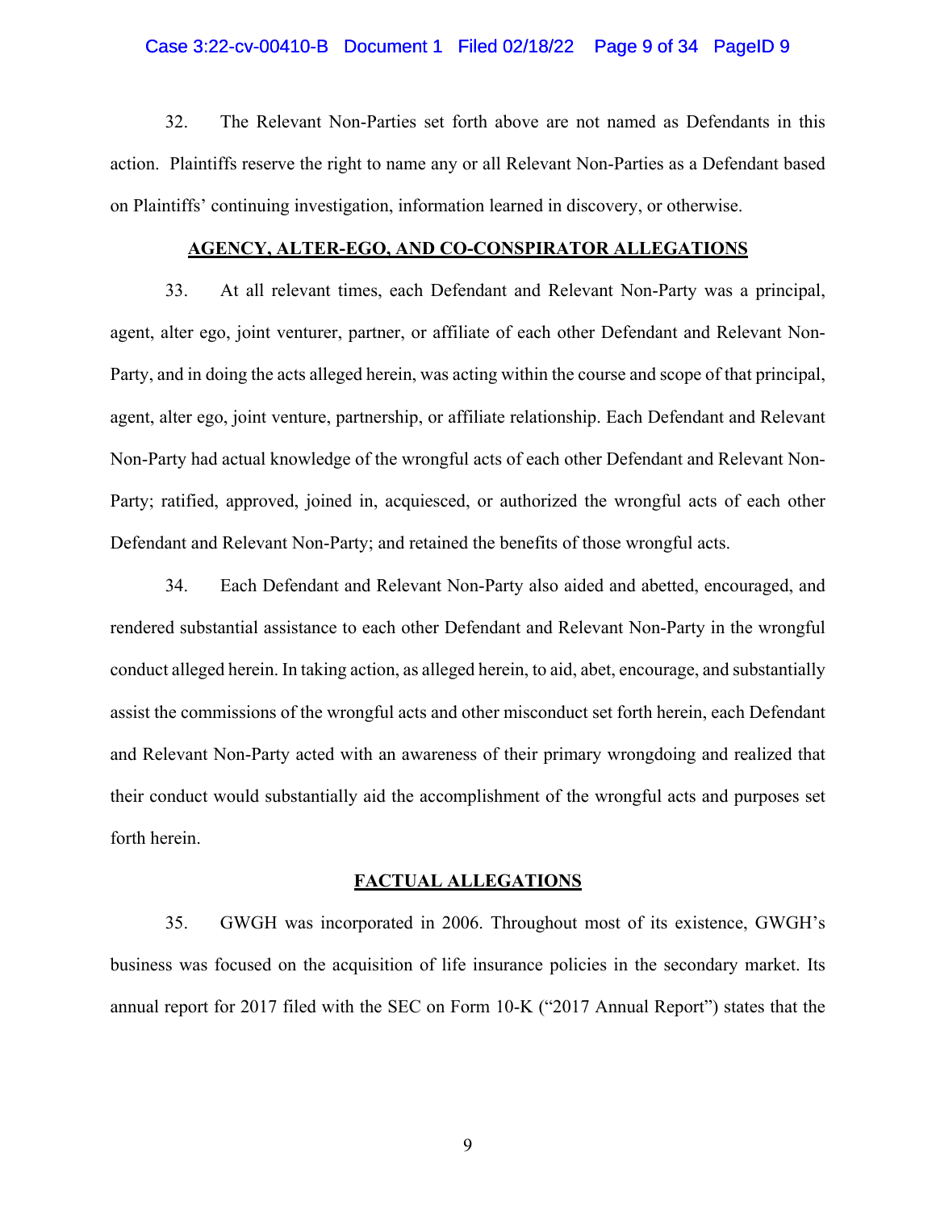32. The Relevant Non-Parties set forth above are not named as Defendants in this action. Plaintiffs reserve the right to name any or all Relevant Non-Parties as a Defendant based on Plaintiffs' continuing investigation, information learned in discovery, or otherwise.

## AGENCY, ALTER-EGO, AND CO-CONSPIRATOR ALLEGATIONS

33. At all relevant times, each Defendant and Relevant Non-Party was a principal, agent, alter ego, joint venturer, partner, or affiliate of each other Defendant and Relevant Non-Party, and in doing the acts alleged herein, was acting within the course and scope of that principal, agent, alter ego, joint venture, partnership, or affiliate relationship. Each Defendant and Relevant Non-Party had actual knowledge of the wrongful acts of each other Defendant and Relevant Non-Party; ratified, approved, joined in, acquiesced, or authorized the wrongful acts of each other Defendant and Relevant Non-Party; and retained the benefits of those wrongful acts.

34. Each Defendant and Relevant Non-Party also aided and abetted, encouraged, and rendered substantial assistance to each other Defendant and Relevant Non-Party in the wrongful conduct alleged herein. In taking action, as alleged herein, to aid, abet, encourage, and substantially assist the commissions of the wrongful acts and other misconduct set forth herein, each Defendant and Relevant Non-Party acted with an awareness of their primary wrongdoing and realized that their conduct would substantially aid the accomplishment of the wrongful acts and purposes set forth herein.

## FACTUAL ALLEGATIONS

35. GWGH was incorporated in 2006. Throughout most of its existence, GWGH's business was focused on the acquisition of life insurance policies in the secondary market. Its annual report for 2017 filed with the SEC on Form 10-K ("2017 Annual Report") states that the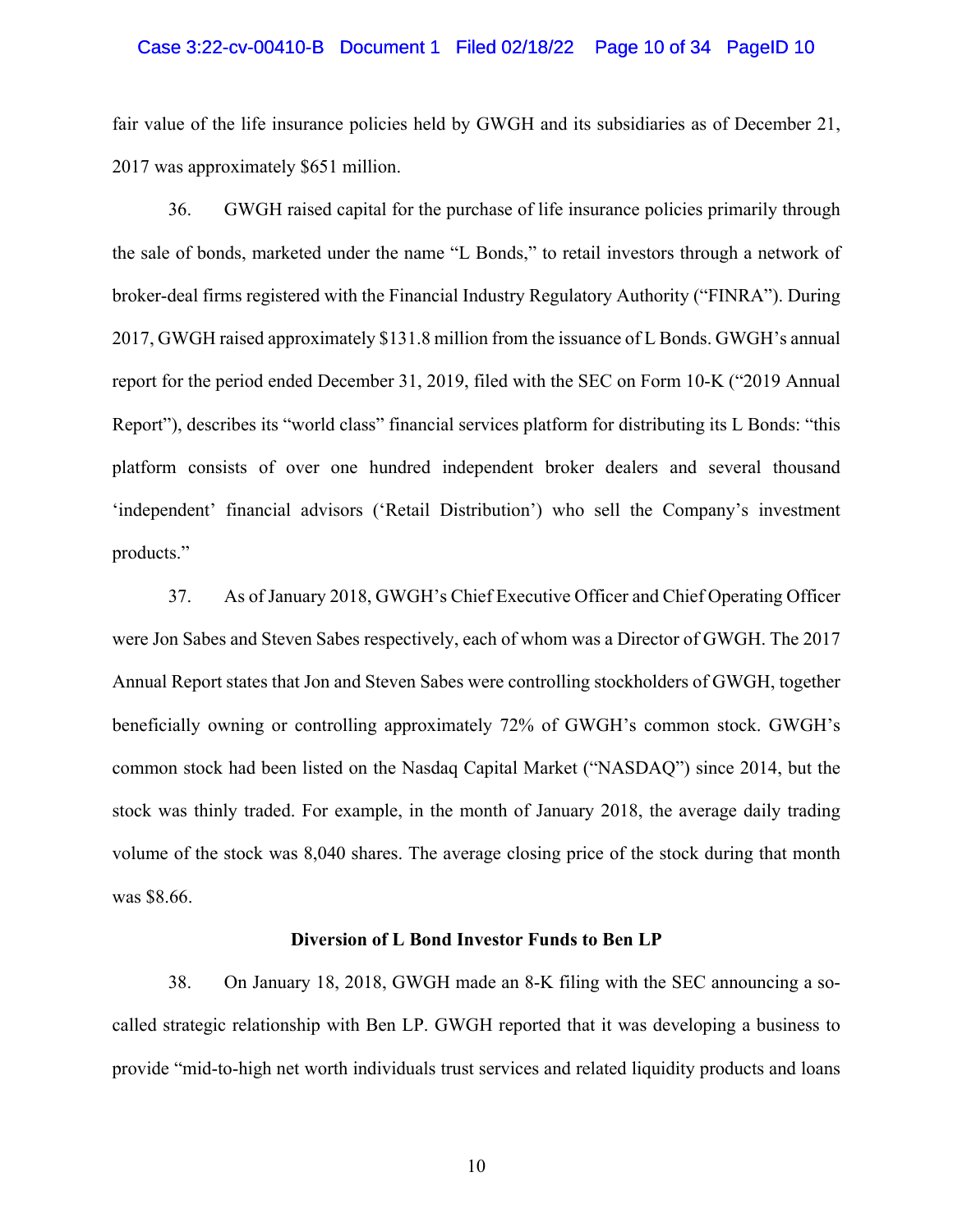fair value of the life insurance policies held by GWGH and its subsidiaries as of December 21, 2017 was approximately $651 million.

36. GWGH raised capital for the purchase of life insurance policies primarily through the sale of bonds, marketed under the name "L Bonds," to retail investors through a network of broker-deal firms registered with the Financial Industry Regulatory Authority ("FINRA"). During 2017, GWGH raised approximately $131.8 million from the issuance of L Bonds. GWGH's annual report for the period ended December 31, 2019, filed with the SEC on Form 10-K ("2019 Annual Report"), describes its "world class" financial services platform for distributing its L Bonds: "this platform consists of over one hundred independent broker dealers and several thousand 'independent' financial advisors ('Retail Distribution') who sell the Company's investment products."

37. As of January 2018, GWGH's Chief Executive Officer and Chief Operating Officer were Jon Sabes and Steven Sabes respectively, each of whom was a Director of GWGH. The 2017 Annual Report states that Jon and Steven Sabes were controlling stockholders of GWGH, together beneficially owning or controlling approximately 72% of GWGH's common stock. GWGH's common stock had been listed on the Nasdaq Capital Market ("NASDAQ") since 2014, but the stock was thinly traded. For example, in the month of January 2018, the average daily trading volume of the stock was 8,040 shares. The average closing price of the stock during that month was $8.66.

**Diversion of L Bond Investor Funds to Ben LP**

38. On January 18, 2018, GWGH made an 8-K filing with the SEC announcing a so-called strategic relationship with Ben LP. GWGH reported that it was developing a business to provide "mid-to-high net worth individuals trust services and related liquidity products and loans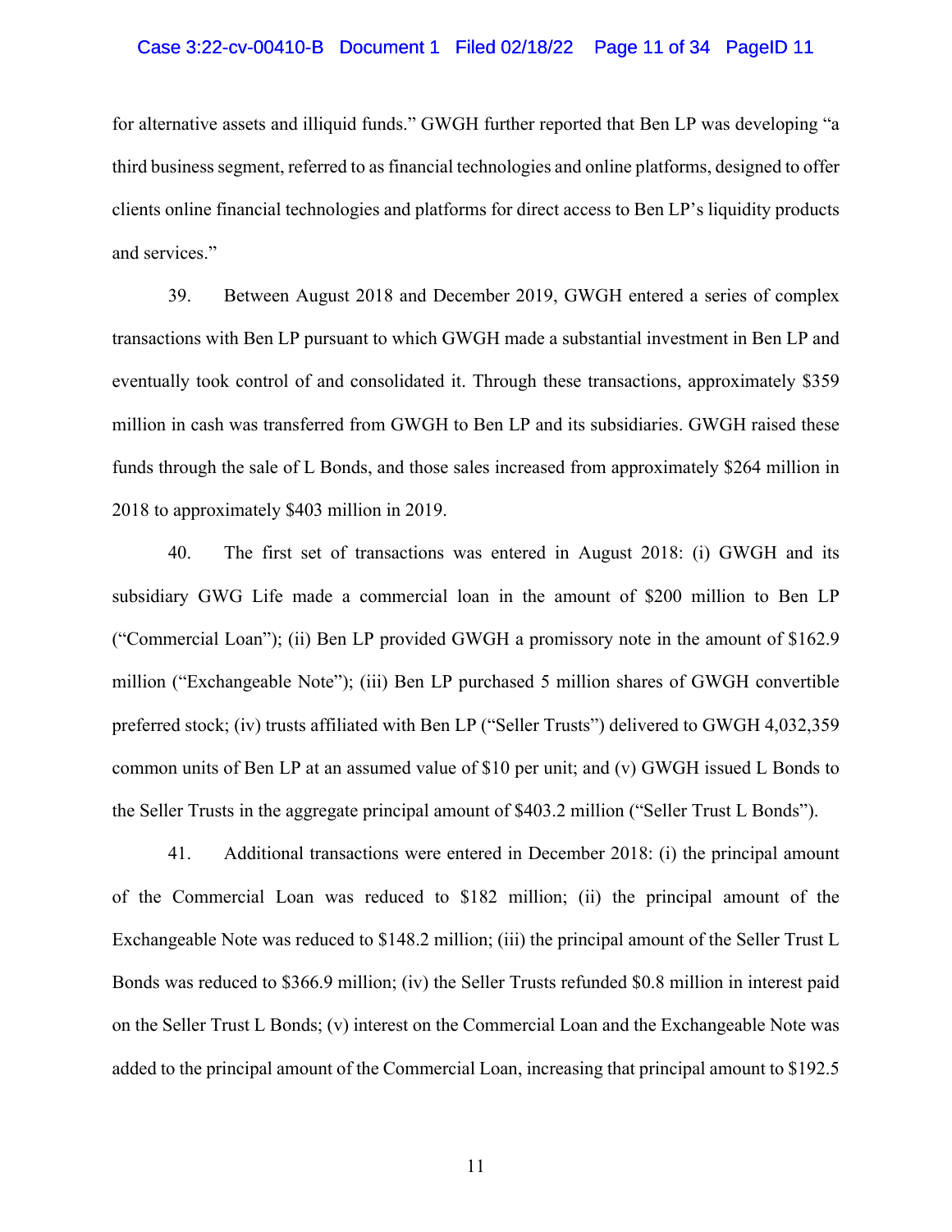for alternative assets and illiquid funds." GWGH further reported that Ben LP was developing "a third business segment, referred to as financial technologies and online platforms, designed to offer clients online financial technologies and platforms for direct access to Ben LP's liquidity products and services."

39. Between August 2018 and December 2019, GWGH entered a series of complex transactions with Ben LP pursuant to which GWGH made a substantial investment in Ben LP and eventually took control of and consolidated it. Through these transactions, approximately $359 million in cash was transferred from GWGH to Ben LP and its subsidiaries. GWGH raised these funds through the sale of L Bonds, and those sales increased from approximately $264 million in 2018 to approximately $403 million in 2019.

40. The first set of transactions was entered in August 2018: (i) GWGH and its subsidiary GWG Life made a commercial loan in the amount of $200 million to Ben LP ("Commercial Loan"); (ii) Ben LP provided GWGH a promissory note in the amount of $162.9 million ("Exchangeable Note"); (iii) Ben LP purchased 5 million shares of GWGH convertible preferred stock; (iv) trusts affiliated with Ben LP ("Seller Trusts") delivered to GWGH 4,032,359 common units of Ben LP at an assumed value of $10 per unit; and (v) GWGH issued L Bonds to the Seller Trusts in the aggregate principal amount of $403.2 million ("Seller Trust L Bonds").

41. Additional transactions were entered in December 2018: (i) the principal amount of the Commercial Loan was reduced to $182 million; (ii) the principal amount of the Exchangeable Note was reduced to $148.2 million; (iii) the principal amount of the Seller Trust L Bonds was reduced to $366.9 million; (iv) the Seller Trusts refunded $0.8 million in interest paid on the Seller Trust L Bonds; (v) interest on the Commercial Loan and the Exchangeable Note was added to the principal amount of the Commercial Loan, increasing that principal amount to $192.5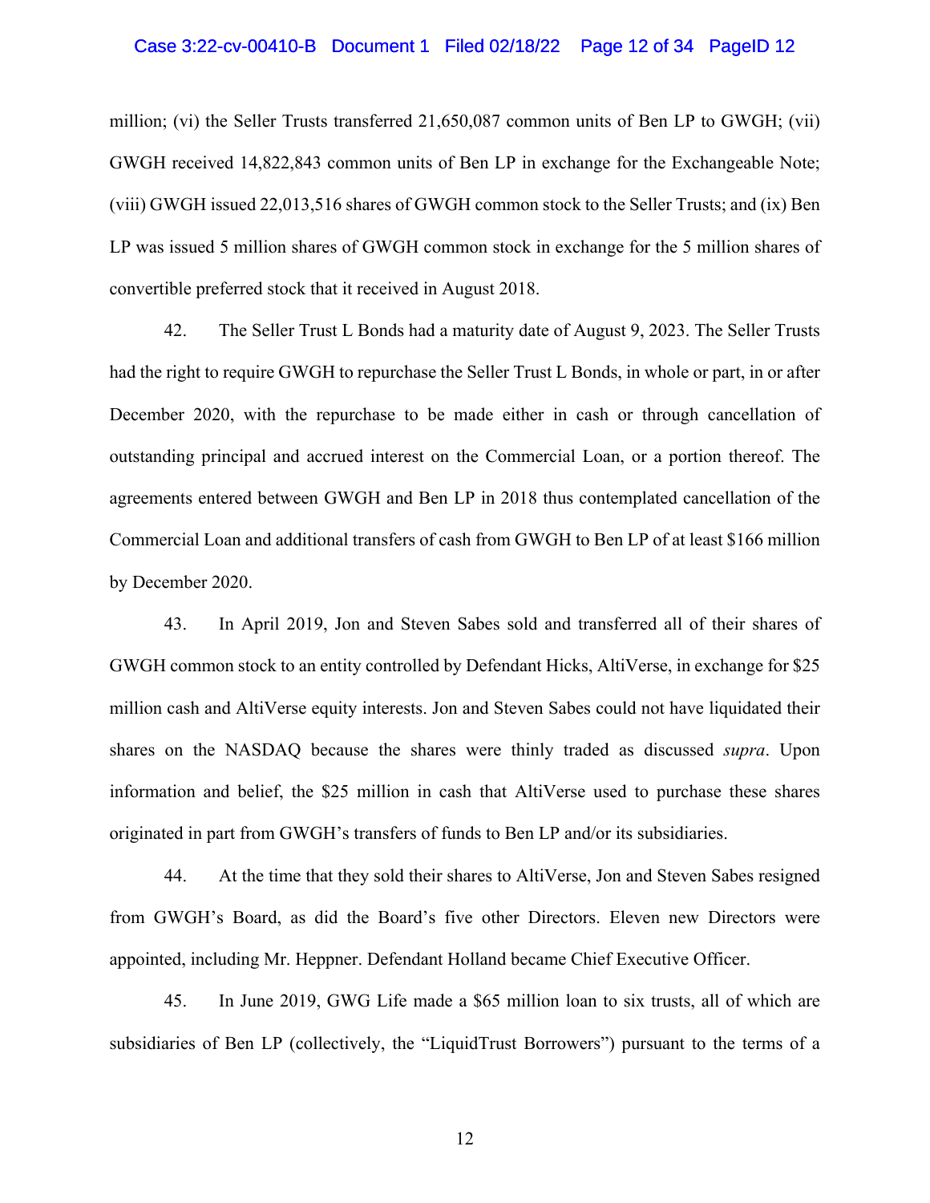million; (vi) the Seller Trusts transferred 21,650,087 common units of Ben LP to GWGH; (vii) GWGH received 14,822,843 common units of Ben LP in exchange for the Exchangeable Note; (viii) GWGH issued 22,013,516 shares of GWGH common stock to the Seller Trusts; and (ix) Ben LP was issued 5 million shares of GWGH common stock in exchange for the 5 million shares of convertible preferred stock that it received in August 2018.

42. The Seller Trust L Bonds had a maturity date of August 9, 2023. The Seller Trusts had the right to require GWGH to repurchase the Seller Trust L Bonds, in whole or part, in or after December 2020, with the repurchase to be made either in cash or through cancellation of outstanding principal and accrued interest on the Commercial Loan, or a portion thereof. The agreements entered between GWGH and Ben LP in 2018 thus contemplated cancellation of the Commercial Loan and additional transfers of cash from GWGH to Ben LP of at least $166 million by December 2020.

43. In April 2019, Jon and Steven Sabes sold and transferred all of their shares of GWGH common stock to an entity controlled by Defendant Hicks, AltiVerse, in exchange for $25 million cash and AltiVerse equity interests. Jon and Steven Sabes could not have liquidated their shares on the NASDAQ because the shares were thinly traded as discussed *supra*. Upon information and belief, the $25 million in cash that AltiVerse used to purchase these shares originated in part from GWGH's transfers of funds to Ben LP and/or its subsidiaries.

44. At the time that they sold their shares to AltiVerse, Jon and Steven Sabes resigned from GWGH's Board, as did the Board's five other Directors. Eleven new Directors were appointed, including Mr. Heppner. Defendant Holland became Chief Executive Officer.

45. In June 2019, GWG Life made a $65 million loan to six trusts, all of which are subsidiaries of Ben LP (collectively, the "LiquidTrust Borrowers") pursuant to the terms of a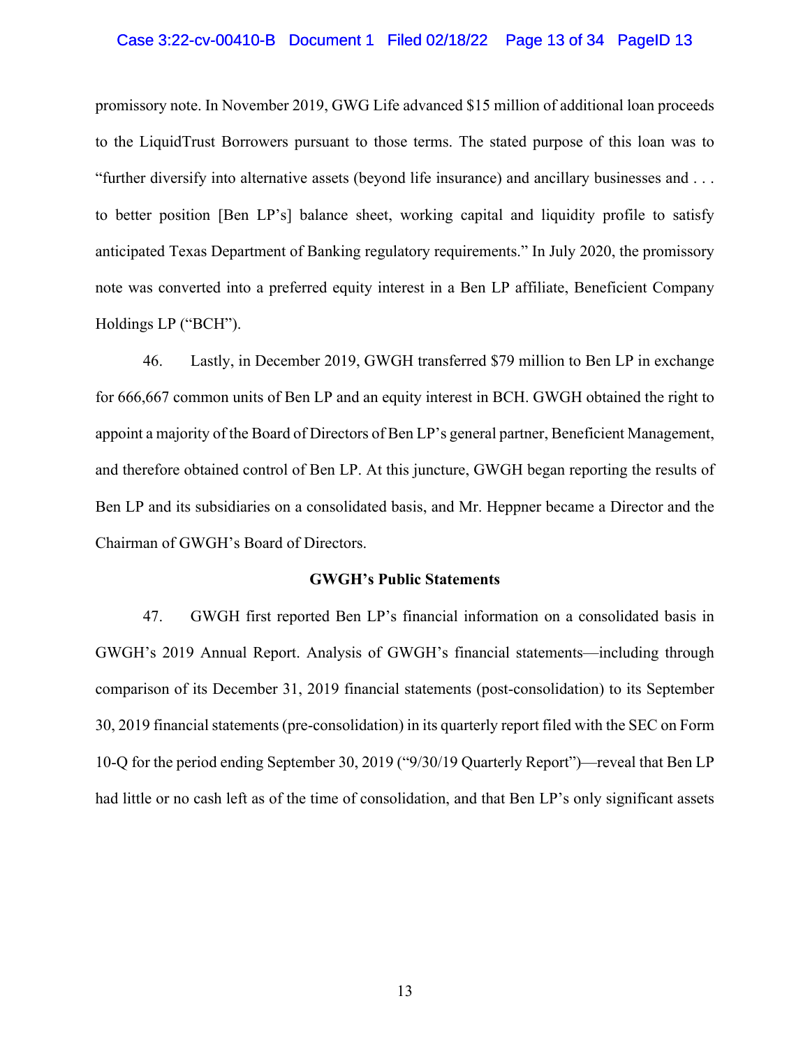promissory note. In November 2019, GWG Life advanced $15 million of additional loan proceeds to the LiquidTrust Borrowers pursuant to those terms. The stated purpose of this loan was to "further diversify into alternative assets (beyond life insurance) and ancillary businesses and . . . to better position [Ben LP's] balance sheet, working capital and liquidity profile to satisfy anticipated Texas Department of Banking regulatory requirements." In July 2020, the promissory note was converted into a preferred equity interest in a Ben LP affiliate, Beneficient Company Holdings LP ("BCH").

46. Lastly, in December 2019, GWGH transferred $79 million to Ben LP in exchange for 666,667 common units of Ben LP and an equity interest in BCH. GWGH obtained the right to appoint a majority of the Board of Directors of Ben LP's general partner, Beneficient Management, and therefore obtained control of Ben LP. At this juncture, GWGH began reporting the results of Ben LP and its subsidiaries on a consolidated basis, and Mr. Heppner became a Director and the Chairman of GWGH's Board of Directors.

**GWGH's Public Statements**

47. GWGH first reported Ben LP's financial information on a consolidated basis in GWGH's 2019 Annual Report. Analysis of GWGH's financial statements—including through comparison of its December 31, 2019 financial statements (post-consolidation) to its September 30, 2019 financial statements (pre-consolidation) in its quarterly report filed with the SEC on Form 10-Q for the period ending September 30, 2019 ("9/30/19 Quarterly Report")—reveal that Ben LP had little or no cash left as of the time of consolidation, and that Ben LP's only significant assets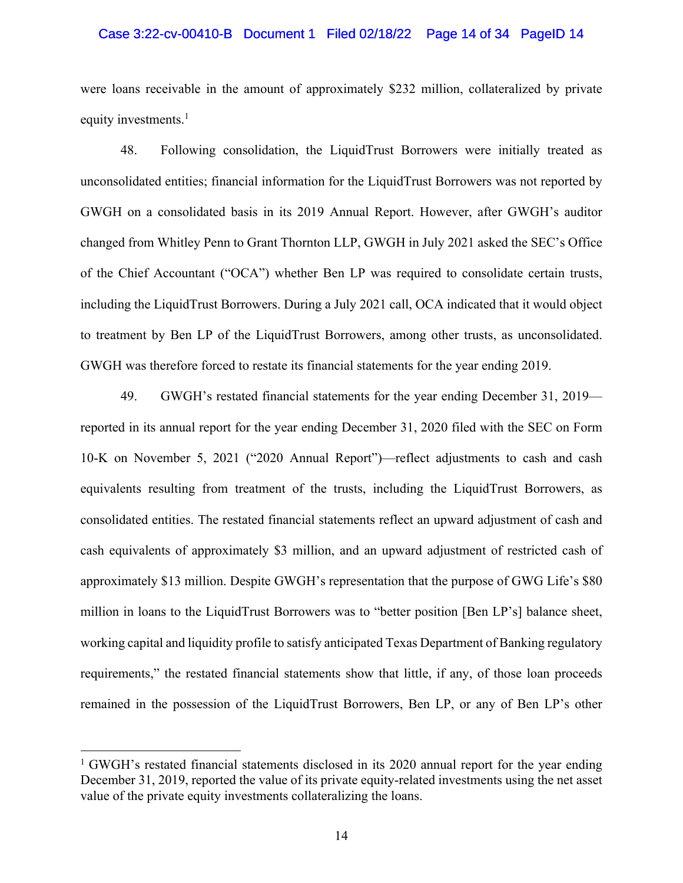were loans receivable in the amount of approximately $232 million, collateralized by private equity investments.[1]

48. Following consolidation, the LiquidTrust Borrowers were initially treated as unconsolidated entities; financial information for the LiquidTrust Borrowers was not reported by GWGH on a consolidated basis in its 2019 Annual Report. However, after GWGH's auditor changed from Whitley Penn to Grant Thornton LLP, GWGH in July 2021 asked the SEC's Office of the Chief Accountant ("OCA") whether Ben LP was required to consolidate certain trusts, including the LiquidTrust Borrowers. During a July 2021 call, OCA indicated that it would object to treatment by Ben LP of the LiquidTrust Borrowers, among other trusts, as unconsolidated. GWGH was therefore forced to restate its financial statements for the year ending 2019.

49. GWGH's restated financial statements for the year ending December 31, 2019—reported in its annual report for the year ending December 31, 2020 filed with the SEC on Form 10-K on November 5, 2021 ("2020 Annual Report")—reflect adjustments to cash and cash equivalents resulting from treatment of the trusts, including the LiquidTrust Borrowers, as consolidated entities. The restated financial statements reflect an upward adjustment of cash and cash equivalents of approximately $3 million, and an upward adjustment of restricted cash of approximately $13 million. Despite GWGH's representation that the purpose of GWG Life's $80 million in loans to the LiquidTrust Borrowers was to "better position [Ben LP's] balance sheet, working capital and liquidity profile to satisfy anticipated Texas Department of Banking regulatory requirements," the restated financial statements show that little, if any, of those loan proceeds remained in the possession of the LiquidTrust Borrowers, Ben LP, or any of Ben LP's other

[1] GWGH's restated financial statements disclosed in its 2020 annual report for the year ending December 31, 2019, reported the value of its private equity-related investments using the net asset value of the private equity investments collateralizing the loans.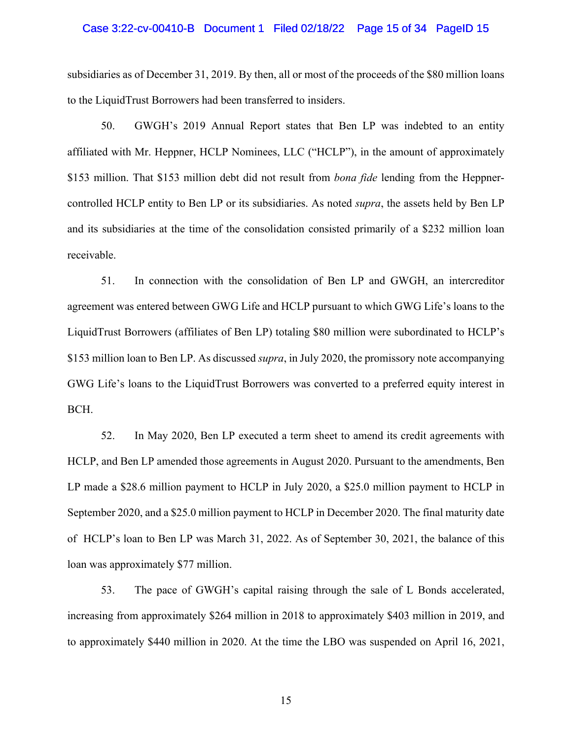subsidiaries as of December 31, 2019. By then, all or most of the proceeds of the $80 million loans to the LiquidTrust Borrowers had been transferred to insiders.

50. GWGH's 2019 Annual Report states that Ben LP was indebted to an entity affiliated with Mr. Heppner, HCLP Nominees, LLC ("HCLP"), in the amount of approximately $153 million. That $153 million debt did not result from *bona fide* lending from the Heppner-controlled HCLP entity to Ben LP or its subsidiaries. As noted *supra*, the assets held by Ben LP and its subsidiaries at the time of the consolidation consisted primarily of a $232 million loan receivable.

51. In connection with the consolidation of Ben LP and GWGH, an intercreditor agreement was entered between GWG Life and HCLP pursuant to which GWG Life's loans to the LiquidTrust Borrowers (affiliates of Ben LP) totaling $80 million were subordinated to HCLP's $153 million loan to Ben LP. As discussed *supra*, in July 2020, the promissory note accompanying GWG Life's loans to the LiquidTrust Borrowers was converted to a preferred equity interest in BCH.

52. In May 2020, Ben LP executed a term sheet to amend its credit agreements with HCLP, and Ben LP amended those agreements in August 2020. Pursuant to the amendments, Ben LP made a $28.6 million payment to HCLP in July 2020, a $25.0 million payment to HCLP in September 2020, and a $25.0 million payment to HCLP in December 2020. The final maturity date of HCLP's loan to Ben LP was March 31, 2022. As of September 30, 2021, the balance of this loan was approximately $77 million.

53. The pace of GWGH's capital raising through the sale of L Bonds accelerated, increasing from approximately $264 million in 2018 to approximately $403 million in 2019, and to approximately $440 million in 2020. At the time the LBO was suspended on April 16, 2021,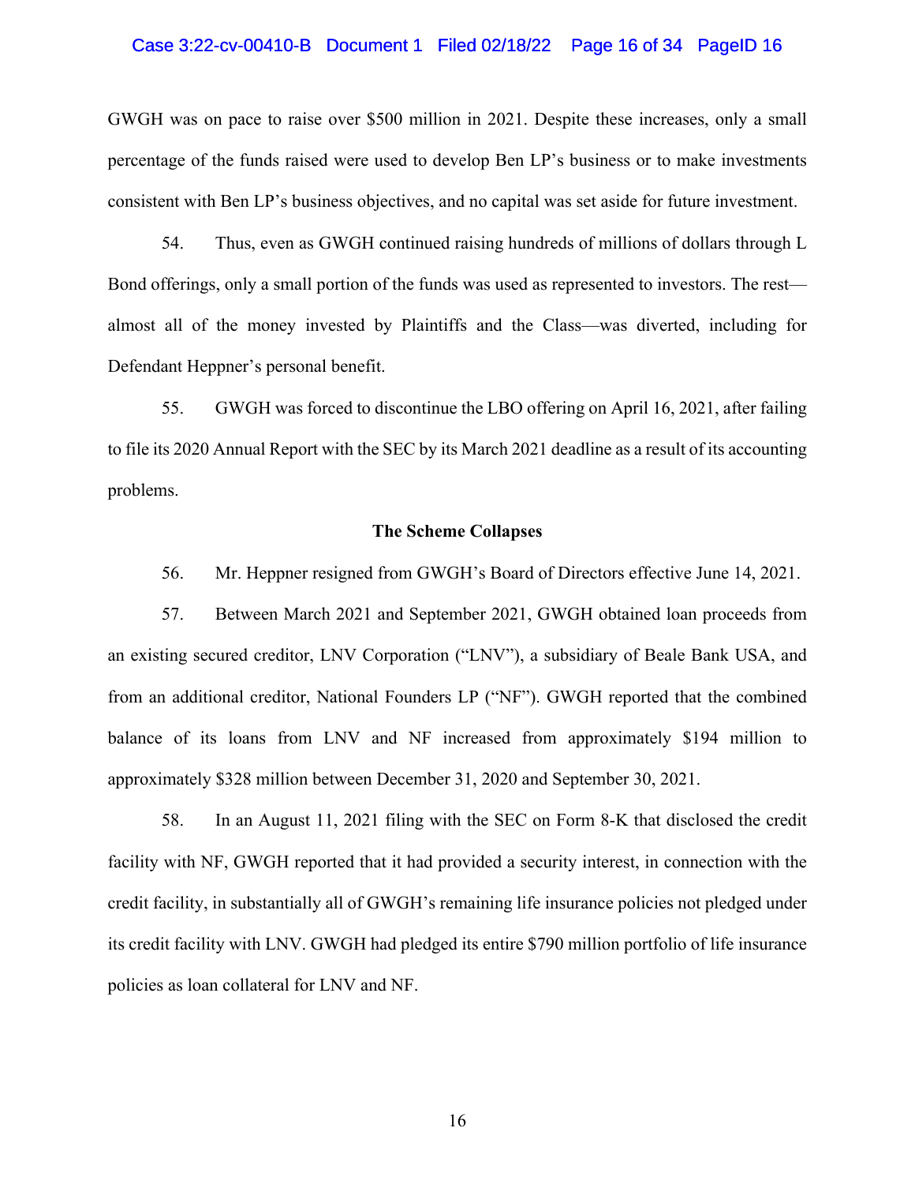GWGH was on pace to raise over $500 million in 2021. Despite these increases, only a small percentage of the funds raised were used to develop Ben LP's business or to make investments consistent with Ben LP's business objectives, and no capital was set aside for future investment.

54. Thus, even as GWGH continued raising hundreds of millions of dollars through L Bond offerings, only a small portion of the funds was used as represented to investors. The rest—almost all of the money invested by Plaintiffs and the Class—was diverted, including for Defendant Heppner's personal benefit.

55. GWGH was forced to discontinue the LBO offering on April 16, 2021, after failing to file its 2020 Annual Report with the SEC by its March 2021 deadline as a result of its accounting problems.

**The Scheme Collapses**

56. Mr. Heppner resigned from GWGH's Board of Directors effective June 14, 2021.

57. Between March 2021 and September 2021, GWGH obtained loan proceeds from an existing secured creditor, LNV Corporation ("LNV"), a subsidiary of Beale Bank USA, and from an additional creditor, National Founders LP ("NF"). GWGH reported that the combined balance of its loans from LNV and NF increased from approximately $194 million to approximately $328 million between December 31, 2020 and September 30, 2021.

58. In an August 11, 2021 filing with the SEC on Form 8-K that disclosed the credit facility with NF, GWGH reported that it had provided a security interest, in connection with the credit facility, in substantially all of GWGH's remaining life insurance policies not pledged under its credit facility with LNV. GWGH had pledged its entire $790 million portfolio of life insurance policies as loan collateral for LNV and NF.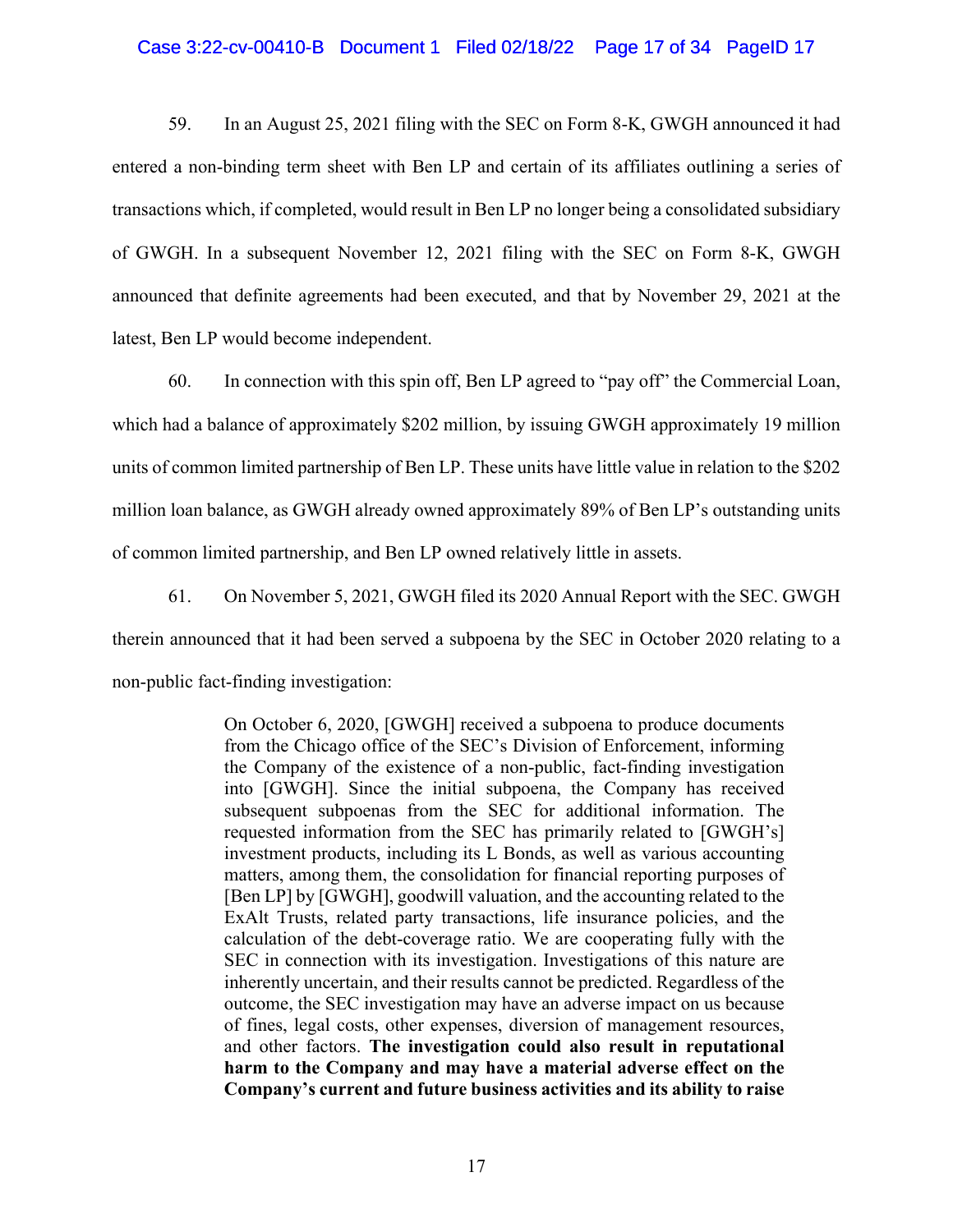59. In an August 25, 2021 filing with the SEC on Form 8-K, GWGH announced it had entered a non-binding term sheet with Ben LP and certain of its affiliates outlining a series of transactions which, if completed, would result in Ben LP no longer being a consolidated subsidiary of GWGH. In a subsequent November 12, 2021 filing with the SEC on Form 8-K, GWGH announced that definite agreements had been executed, and that by November 29, 2021 at the latest, Ben LP would become independent.

60. In connection with this spin off, Ben LP agreed to "pay off" the Commercial Loan, which had a balance of approximately $202 million, by issuing GWGH approximately 19 million units of common limited partnership of Ben LP. These units have little value in relation to the $202 million loan balance, as GWGH already owned approximately 89% of Ben LP's outstanding units of common limited partnership, and Ben LP owned relatively little in assets.

61. On November 5, 2021, GWGH filed its 2020 Annual Report with the SEC. GWGH therein announced that it had been served a subpoena by the SEC in October 2020 relating to a non-public fact-finding investigation:

> On October 6, 2020, [GWGH] received a subpoena to produce documents from the Chicago office of the SEC's Division of Enforcement, informing the Company of the existence of a non-public, fact-finding investigation into [GWGH]. Since the initial subpoena, the Company has received subsequent subpoenas from the SEC for additional information. The requested information from the SEC has primarily related to [GWGH's] investment products, including its L Bonds, as well as various accounting matters, among them, the consolidation for financial reporting purposes of [Ben LP] by [GWGH], goodwill valuation, and the accounting related to the ExAlt Trusts, related party transactions, life insurance policies, and the calculation of the debt-coverage ratio. We are cooperating fully with the SEC in connection with its investigation. Investigations of this nature are inherently uncertain, and their results cannot be predicted. Regardless of the outcome, the SEC investigation may have an adverse impact on us because of fines, legal costs, other expenses, diversion of management resources, and other factors. **The investigation could also result in reputational harm to the Company and may have a material adverse effect on the Company's current and future business activities and its ability to raise**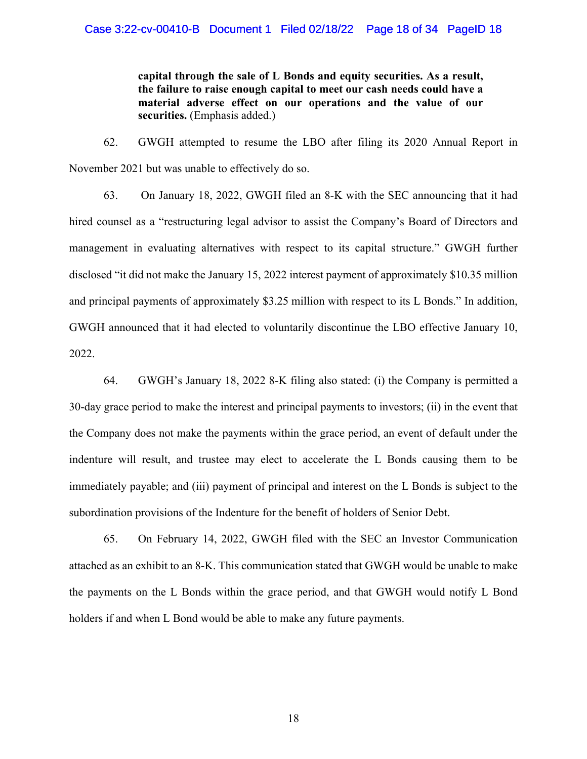> **capital through the sale of L Bonds and equity securities. As a result, the failure to raise enough capital to meet our cash needs could have a material adverse effect on our operations and the value of our securities.** (Emphasis added.)

62. GWGH attempted to resume the LBO after filing its 2020 Annual Report in November 2021 but was unable to effectively do so.

63. On January 18, 2022, GWGH filed an 8-K with the SEC announcing that it had hired counsel as a "restructuring legal advisor to assist the Company's Board of Directors and management in evaluating alternatives with respect to its capital structure." GWGH further disclosed "it did not make the January 15, 2022 interest payment of approximately $10.35 million and principal payments of approximately $3.25 million with respect to its L Bonds." In addition, GWGH announced that it had elected to voluntarily discontinue the LBO effective January 10, 2022.

64. GWGH's January 18, 2022 8-K filing also stated: (i) the Company is permitted a 30-day grace period to make the interest and principal payments to investors; (ii) in the event that the Company does not make the payments within the grace period, an event of default under the indenture will result, and trustee may elect to accelerate the L Bonds causing them to be immediately payable; and (iii) payment of principal and interest on the L Bonds is subject to the subordination provisions of the Indenture for the benefit of holders of Senior Debt.

65. On February 14, 2022, GWGH filed with the SEC an Investor Communication attached as an exhibit to an 8-K. This communication stated that GWGH would be unable to make the payments on the L Bonds within the grace period, and that GWGH would notify L Bond holders if and when L Bond would be able to make any future payments.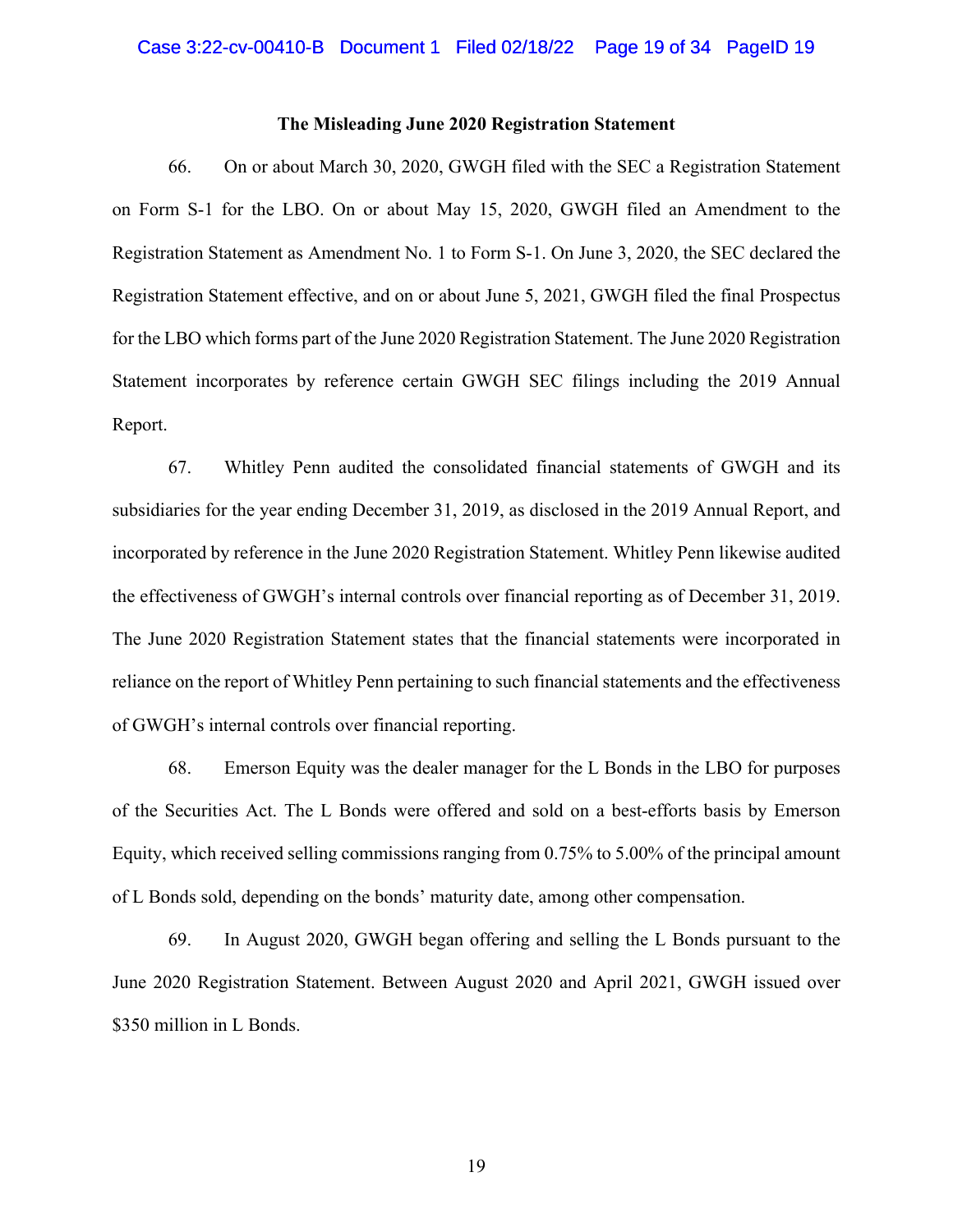### The Misleading June 2020 Registration Statement

66. On or about March 30, 2020, GWGH filed with the SEC a Registration Statement on Form S-1 for the LBO. On or about May 15, 2020, GWGH filed an Amendment to the Registration Statement as Amendment No. 1 to Form S-1. On June 3, 2020, the SEC declared the Registration Statement effective, and on or about June 5, 2021, GWGH filed the final Prospectus for the LBO which forms part of the June 2020 Registration Statement. The June 2020 Registration Statement incorporates by reference certain GWGH SEC filings including the 2019 Annual Report.

67. Whitley Penn audited the consolidated financial statements of GWGH and its subsidiaries for the year ending December 31, 2019, as disclosed in the 2019 Annual Report, and incorporated by reference in the June 2020 Registration Statement. Whitley Penn likewise audited the effectiveness of GWGH's internal controls over financial reporting as of December 31, 2019. The June 2020 Registration Statement states that the financial statements were incorporated in reliance on the report of Whitley Penn pertaining to such financial statements and the effectiveness of GWGH's internal controls over financial reporting.

68. Emerson Equity was the dealer manager for the L Bonds in the LBO for purposes of the Securities Act. The L Bonds were offered and sold on a best-efforts basis by Emerson Equity, which received selling commissions ranging from 0.75% to 5.00% of the principal amount of L Bonds sold, depending on the bonds' maturity date, among other compensation.

69. In August 2020, GWGH began offering and selling the L Bonds pursuant to the June 2020 Registration Statement. Between August 2020 and April 2021, GWGH issued over $350 million in L Bonds.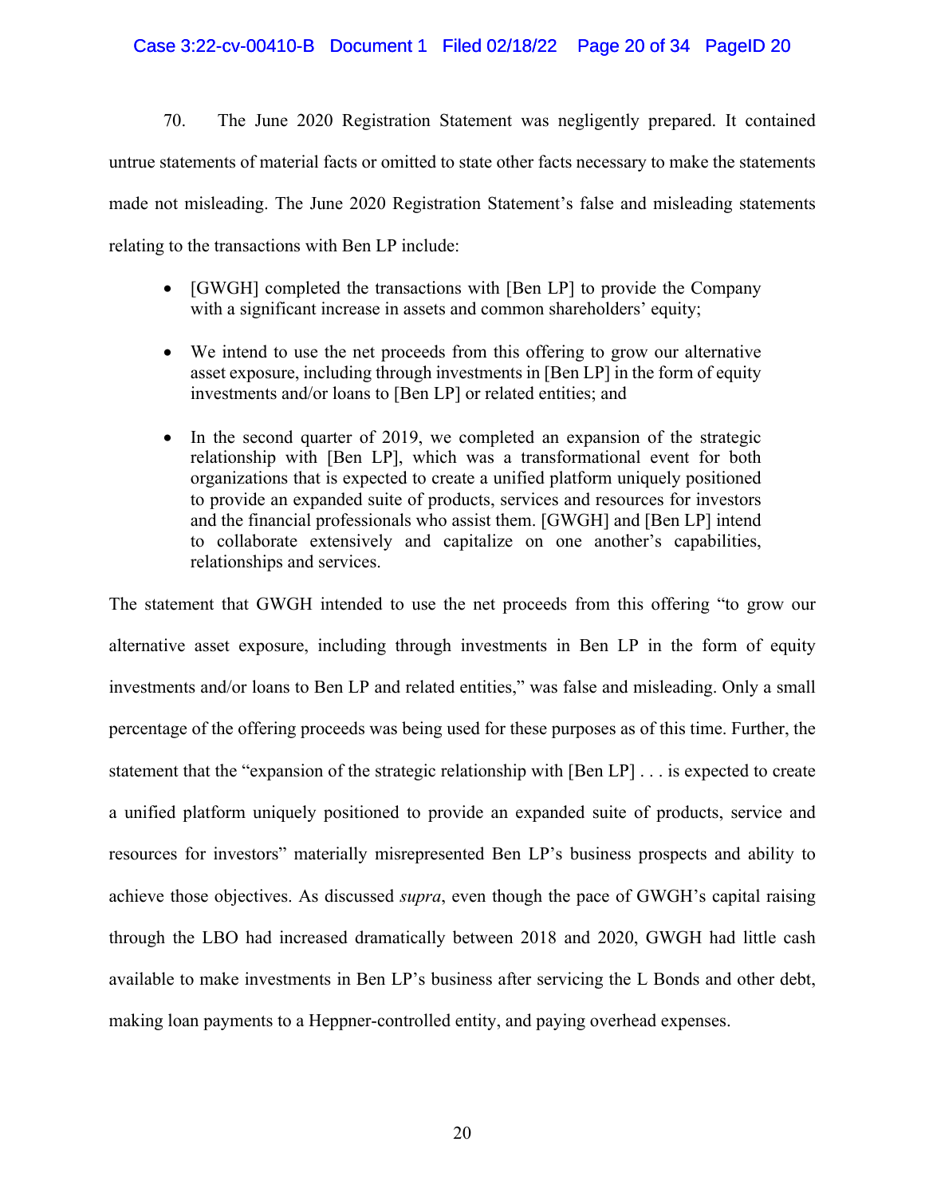70. The June 2020 Registration Statement was negligently prepared. It contained untrue statements of material facts or omitted to state other facts necessary to make the statements made not misleading. The June 2020 Registration Statement's false and misleading statements relating to the transactions with Ben LP include:

- [GWGH] completed the transactions with [Ben LP] to provide the Company with a significant increase in assets and common shareholders' equity;
- We intend to use the net proceeds from this offering to grow our alternative asset exposure, including through investments in [Ben LP] in the form of equity investments and/or loans to [Ben LP] or related entities; and
- In the second quarter of 2019, we completed an expansion of the strategic relationship with [Ben LP], which was a transformational event for both organizations that is expected to create a unified platform uniquely positioned to provide an expanded suite of products, services and resources for investors and the financial professionals who assist them. [GWGH] and [Ben LP] intend to collaborate extensively and capitalize on one another's capabilities, relationships and services.

The statement that GWGH intended to use the net proceeds from this offering "to grow our alternative asset exposure, including through investments in Ben LP in the form of equity investments and/or loans to Ben LP and related entities," was false and misleading. Only a small percentage of the offering proceeds was being used for these purposes as of this time. Further, the statement that the "expansion of the strategic relationship with [Ben LP] . . . is expected to create a unified platform uniquely positioned to provide an expanded suite of products, service and resources for investors" materially misrepresented Ben LP's business prospects and ability to achieve those objectives. As discussed *supra*, even though the pace of GWGH's capital raising through the LBO had increased dramatically between 2018 and 2020, GWGH had little cash available to make investments in Ben LP's business after servicing the L Bonds and other debt, making loan payments to a Heppner-controlled entity, and paying overhead expenses.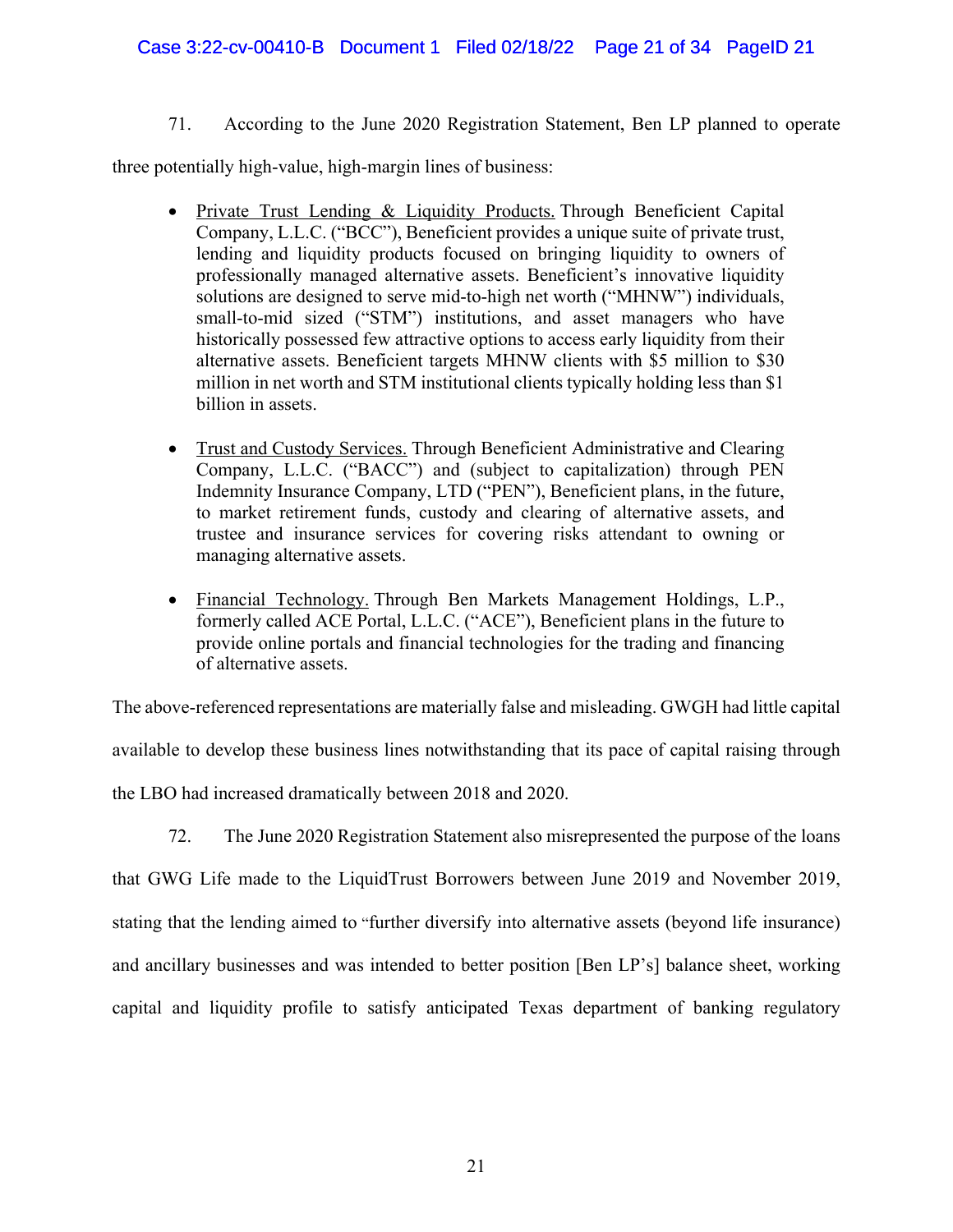71. According to the June 2020 Registration Statement, Ben LP planned to operate three potentially high-value, high-margin lines of business:

- Private Trust Lending & Liquidity Products. Through Beneficient Capital Company, L.L.C. ("BCC"), Beneficient provides a unique suite of private trust, lending and liquidity products focused on bringing liquidity to owners of professionally managed alternative assets. Beneficient's innovative liquidity solutions are designed to serve mid-to-high net worth ("MHNW") individuals, small-to-mid sized ("STM") institutions, and asset managers who have historically possessed few attractive options to access early liquidity from their alternative assets. Beneficient targets MHNW clients with $5 million to $30 million in net worth and STM institutional clients typically holding less than $1 billion in assets.

- Trust and Custody Services. Through Beneficient Administrative and Clearing Company, L.L.C. ("BACC") and (subject to capitalization) through PEN Indemnity Insurance Company, LTD ("PEN"), Beneficient plans, in the future, to market retirement funds, custody and clearing of alternative assets, and trustee and insurance services for covering risks attendant to owning or managing alternative assets.

- Financial Technology. Through Ben Markets Management Holdings, L.P., formerly called ACE Portal, L.L.C. ("ACE"), Beneficient plans in the future to provide online portals and financial technologies for the trading and financing of alternative assets.

The above-referenced representations are materially false and misleading. GWGH had little capital available to develop these business lines notwithstanding that its pace of capital raising through the LBO had increased dramatically between 2018 and 2020.

72. The June 2020 Registration Statement also misrepresented the purpose of the loans that GWG Life made to the LiquidTrust Borrowers between June 2019 and November 2019, stating that the lending aimed to "further diversify into alternative assets (beyond life insurance) and ancillary businesses and was intended to better position [Ben LP's] balance sheet, working capital and liquidity profile to satisfy anticipated Texas department of banking regulatory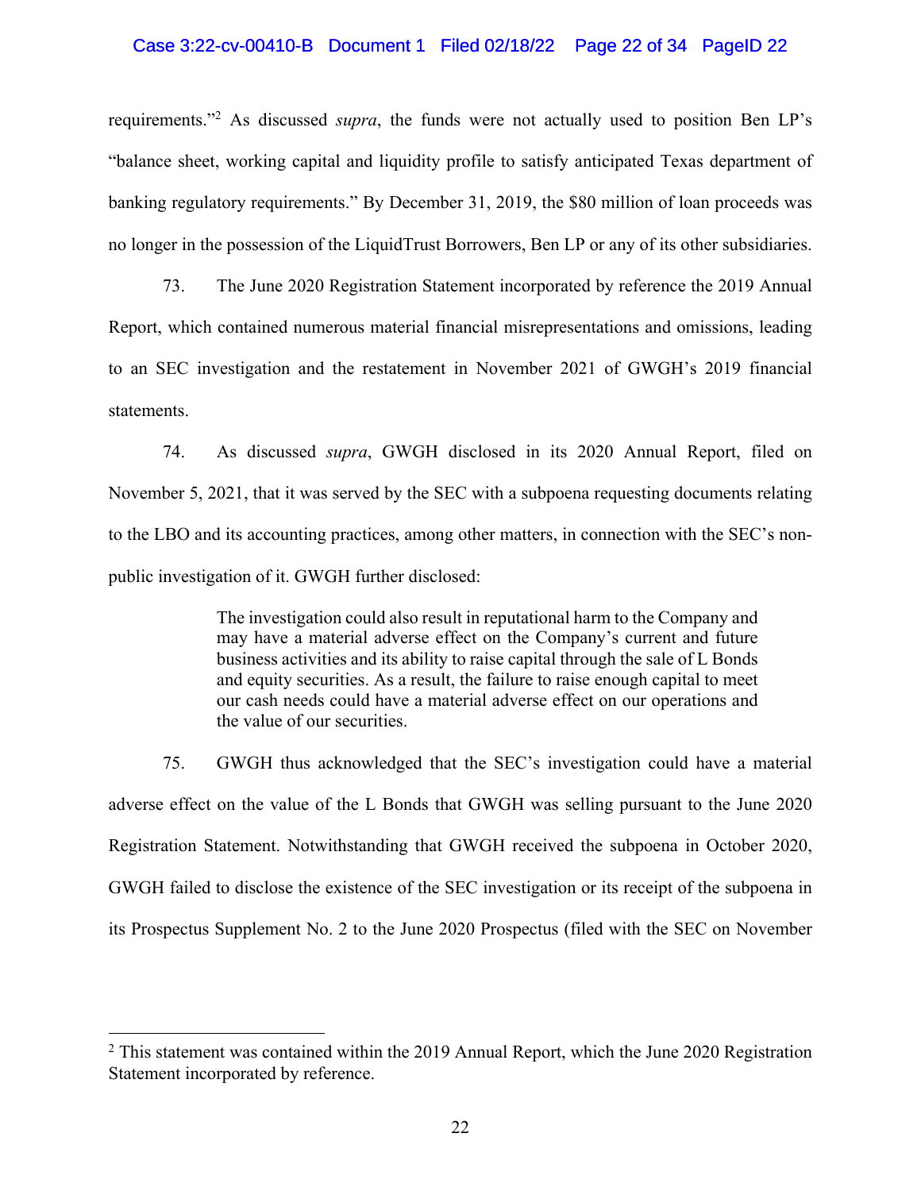requirements."[2] As discussed *supra*, the funds were not actually used to position Ben LP's "balance sheet, working capital and liquidity profile to satisfy anticipated Texas department of banking regulatory requirements." By December 31, 2019, the $80 million of loan proceeds was no longer in the possession of the LiquidTrust Borrowers, Ben LP or any of its other subsidiaries.

73. The June 2020 Registration Statement incorporated by reference the 2019 Annual Report, which contained numerous material financial misrepresentations and omissions, leading to an SEC investigation and the restatement in November 2021 of GWGH's 2019 financial statements.

74. As discussed *supra*, GWGH disclosed in its 2020 Annual Report, filed on November 5, 2021, that it was served by the SEC with a subpoena requesting documents relating to the LBO and its accounting practices, among other matters, in connection with the SEC's non-public investigation of it. GWGH further disclosed:

> The investigation could also result in reputational harm to the Company and may have a material adverse effect on the Company's current and future business activities and its ability to raise capital through the sale of L Bonds and equity securities. As a result, the failure to raise enough capital to meet our cash needs could have a material adverse effect on our operations and the value of our securities.

75. GWGH thus acknowledged that the SEC's investigation could have a material adverse effect on the value of the L Bonds that GWGH was selling pursuant to the June 2020 Registration Statement. Notwithstanding that GWGH received the subpoena in October 2020, GWGH failed to disclose the existence of the SEC investigation or its receipt of the subpoena in its Prospectus Supplement No. 2 to the June 2020 Prospectus (filed with the SEC on November

---

[2] This statement was contained within the 2019 Annual Report, which the June 2020 Registration Statement incorporated by reference.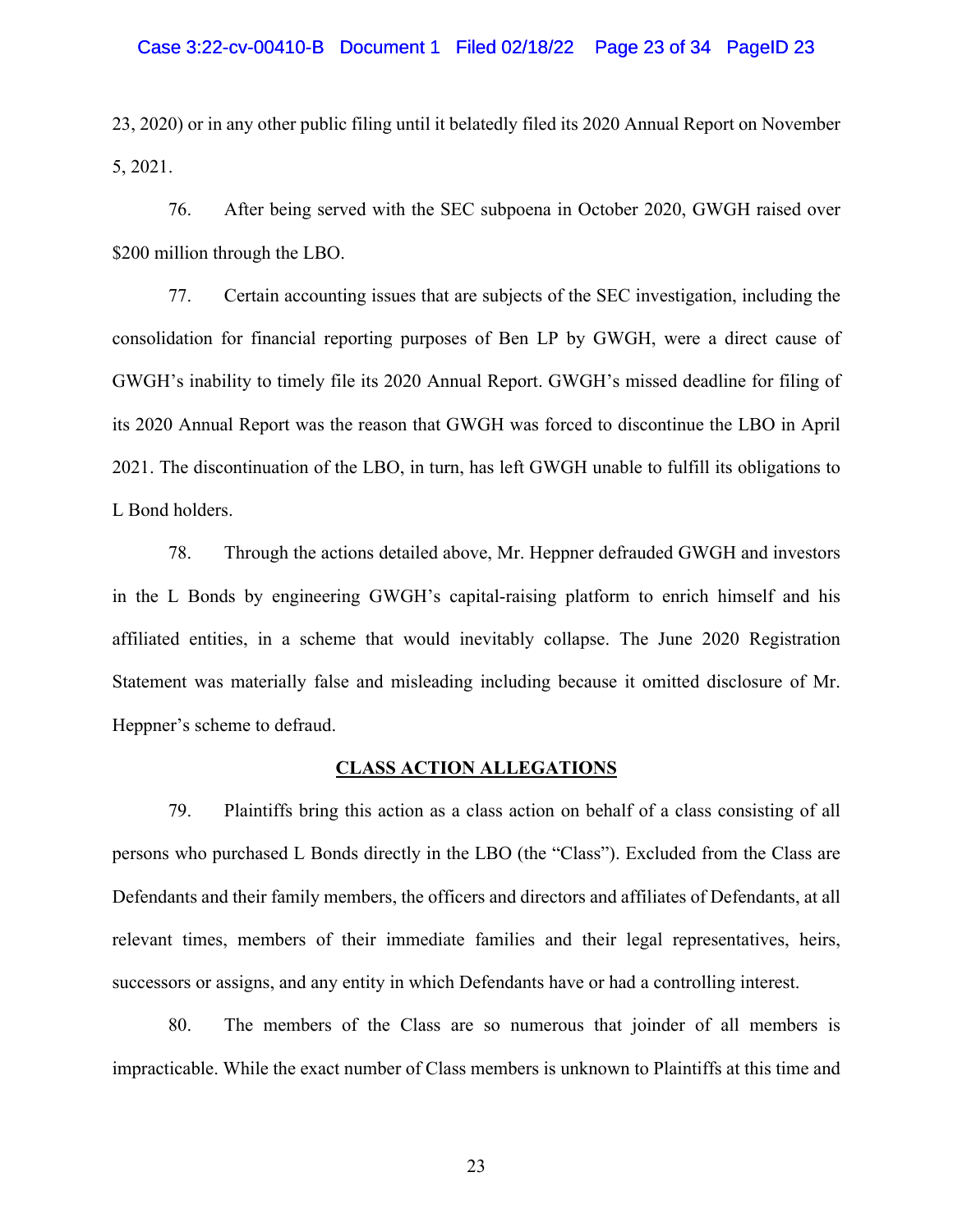23, 2020) or in any other public filing until it belatedly filed its 2020 Annual Report on November 5, 2021.

76. After being served with the SEC subpoena in October 2020, GWGH raised over $200 million through the LBO.

77. Certain accounting issues that are subjects of the SEC investigation, including the consolidation for financial reporting purposes of Ben LP by GWGH, were a direct cause of GWGH's inability to timely file its 2020 Annual Report. GWGH's missed deadline for filing of its 2020 Annual Report was the reason that GWGH was forced to discontinue the LBO in April 2021. The discontinuation of the LBO, in turn, has left GWGH unable to fulfill its obligations to L Bond holders.

78. Through the actions detailed above, Mr. Heppner defrauded GWGH and investors in the L Bonds by engineering GWGH's capital-raising platform to enrich himself and his affiliated entities, in a scheme that would inevitably collapse. The June 2020 Registration Statement was materially false and misleading including because it omitted disclosure of Mr. Heppner's scheme to defraud.

## CLASS ACTION ALLEGATIONS

79. Plaintiffs bring this action as a class action on behalf of a class consisting of all persons who purchased L Bonds directly in the LBO (the "Class"). Excluded from the Class are Defendants and their family members, the officers and directors and affiliates of Defendants, at all relevant times, members of their immediate families and their legal representatives, heirs, successors or assigns, and any entity in which Defendants have or had a controlling interest.

80. The members of the Class are so numerous that joinder of all members is impracticable. While the exact number of Class members is unknown to Plaintiffs at this time and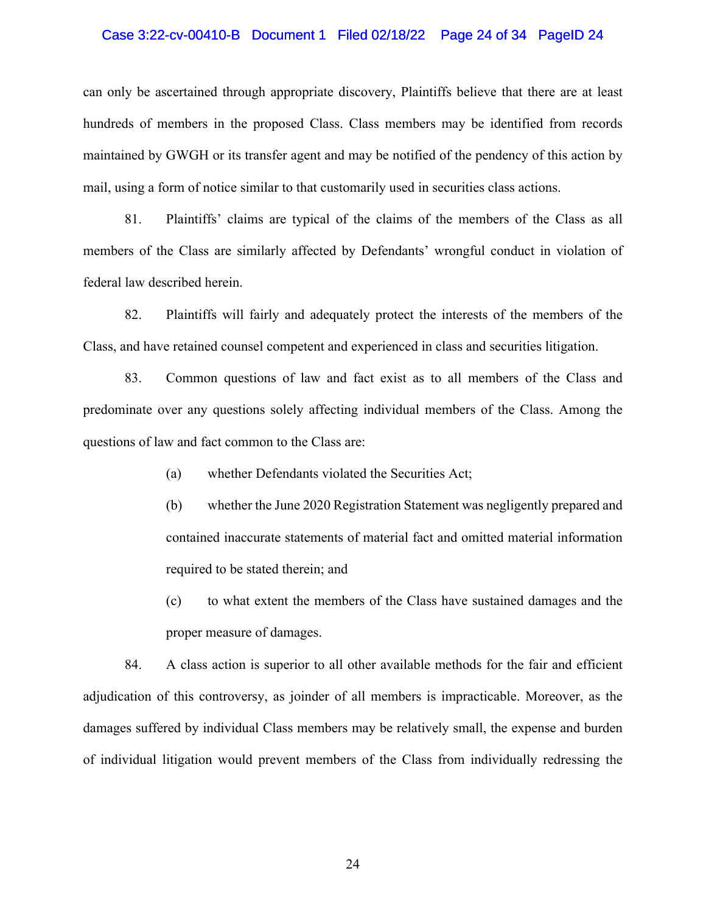can only be ascertained through appropriate discovery, Plaintiffs believe that there are at least hundreds of members in the proposed Class. Class members may be identified from records maintained by GWGH or its transfer agent and may be notified of the pendency of this action by mail, using a form of notice similar to that customarily used in securities class actions.

81. Plaintiffs' claims are typical of the claims of the members of the Class as all members of the Class are similarly affected by Defendants' wrongful conduct in violation of federal law described herein.

82. Plaintiffs will fairly and adequately protect the interests of the members of the Class, and have retained counsel competent and experienced in class and securities litigation.

83. Common questions of law and fact exist as to all members of the Class and predominate over any questions solely affecting individual members of the Class. Among the questions of law and fact common to the Class are:

(a) whether Defendants violated the Securities Act;

(b) whether the June 2020 Registration Statement was negligently prepared and contained inaccurate statements of material fact and omitted material information required to be stated therein; and

(c) to what extent the members of the Class have sustained damages and the proper measure of damages.

84. A class action is superior to all other available methods for the fair and efficient adjudication of this controversy, as joinder of all members is impracticable. Moreover, as the damages suffered by individual Class members may be relatively small, the expense and burden of individual litigation would prevent members of the Class from individually redressing the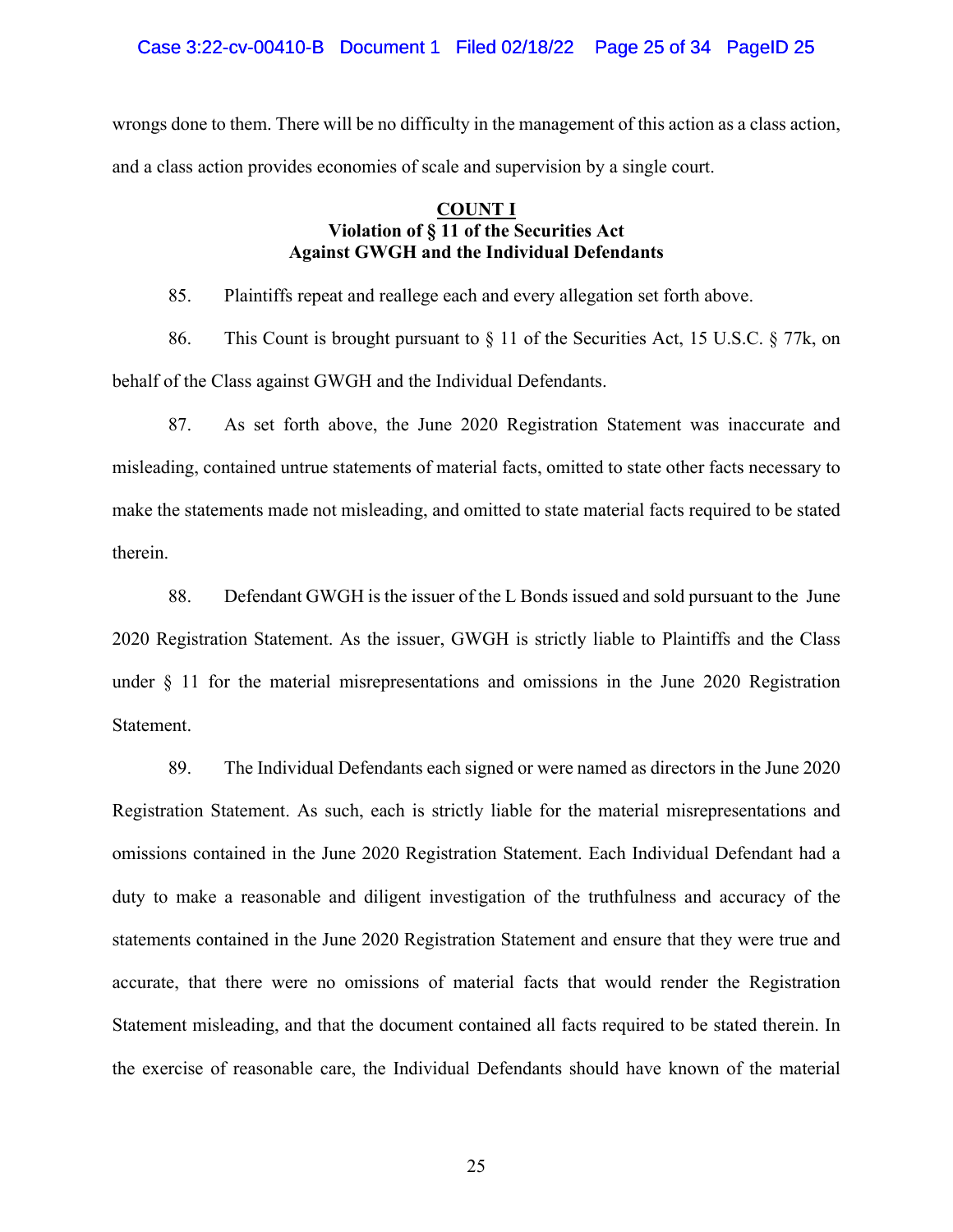wrongs done to them. There will be no difficulty in the management of this action as a class action, and a class action provides economies of scale and supervision by a single court.

**COUNT I**
**Violation of § 11 of the Securities Act**
**Against GWGH and the Individual Defendants**

85. Plaintiffs repeat and reallege each and every allegation set forth above.

86. This Count is brought pursuant to § 11 of the Securities Act, 15 U.S.C. § 77k, on behalf of the Class against GWGH and the Individual Defendants.

87. As set forth above, the June 2020 Registration Statement was inaccurate and misleading, contained untrue statements of material facts, omitted to state other facts necessary to make the statements made not misleading, and omitted to state material facts required to be stated therein.

88. Defendant GWGH is the issuer of the L Bonds issued and sold pursuant to the June 2020 Registration Statement. As the issuer, GWGH is strictly liable to Plaintiffs and the Class under § 11 for the material misrepresentations and omissions in the June 2020 Registration Statement.

89. The Individual Defendants each signed or were named as directors in the June 2020 Registration Statement. As such, each is strictly liable for the material misrepresentations and omissions contained in the June 2020 Registration Statement. Each Individual Defendant had a duty to make a reasonable and diligent investigation of the truthfulness and accuracy of the statements contained in the June 2020 Registration Statement and ensure that they were true and accurate, that there were no omissions of material facts that would render the Registration Statement misleading, and that the document contained all facts required to be stated therein. In the exercise of reasonable care, the Individual Defendants should have known of the material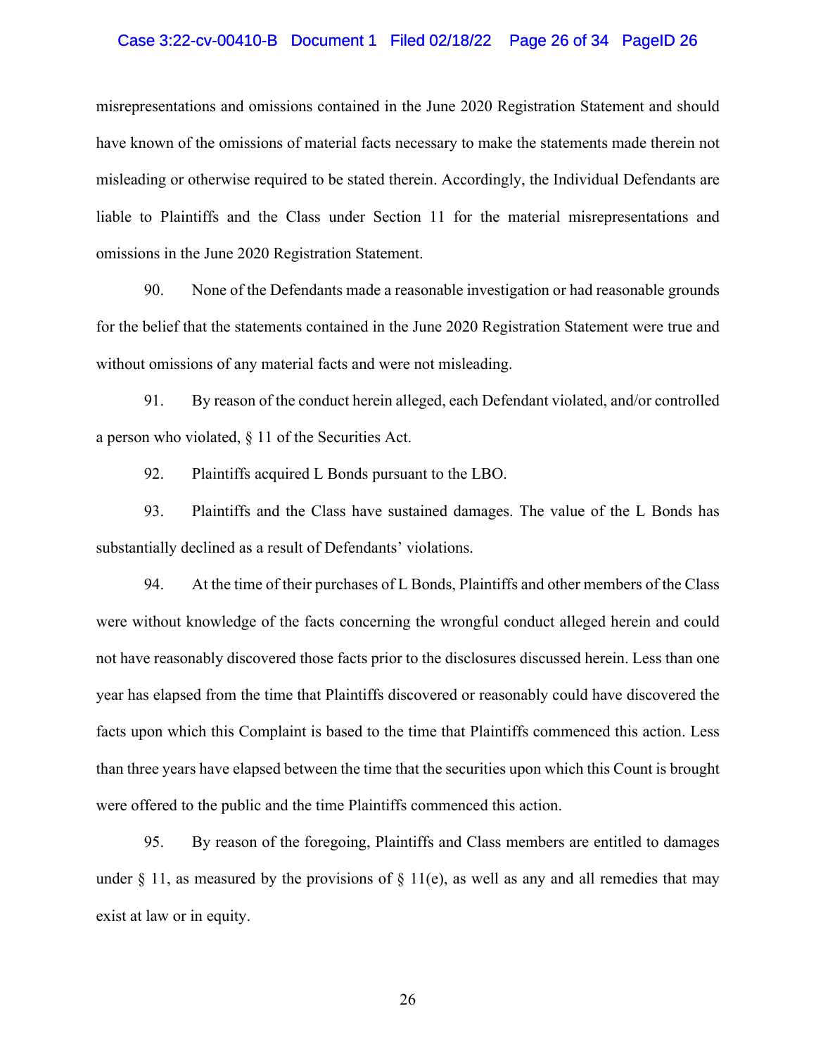misrepresentations and omissions contained in the June 2020 Registration Statement and should have known of the omissions of material facts necessary to make the statements made therein not misleading or otherwise required to be stated therein. Accordingly, the Individual Defendants are liable to Plaintiffs and the Class under Section 11 for the material misrepresentations and omissions in the June 2020 Registration Statement.

90. None of the Defendants made a reasonable investigation or had reasonable grounds for the belief that the statements contained in the June 2020 Registration Statement were true and without omissions of any material facts and were not misleading.

91. By reason of the conduct herein alleged, each Defendant violated, and/or controlled a person who violated, § 11 of the Securities Act.

92. Plaintiffs acquired L Bonds pursuant to the LBO.

93. Plaintiffs and the Class have sustained damages. The value of the L Bonds has substantially declined as a result of Defendants' violations.

94. At the time of their purchases of L Bonds, Plaintiffs and other members of the Class were without knowledge of the facts concerning the wrongful conduct alleged herein and could not have reasonably discovered those facts prior to the disclosures discussed herein. Less than one year has elapsed from the time that Plaintiffs discovered or reasonably could have discovered the facts upon which this Complaint is based to the time that Plaintiffs commenced this action. Less than three years have elapsed between the time that the securities upon which this Count is brought were offered to the public and the time Plaintiffs commenced this action.

95. By reason of the foregoing, Plaintiffs and Class members are entitled to damages under § 11, as measured by the provisions of § 11(e), as well as any and all remedies that may exist at law or in equity.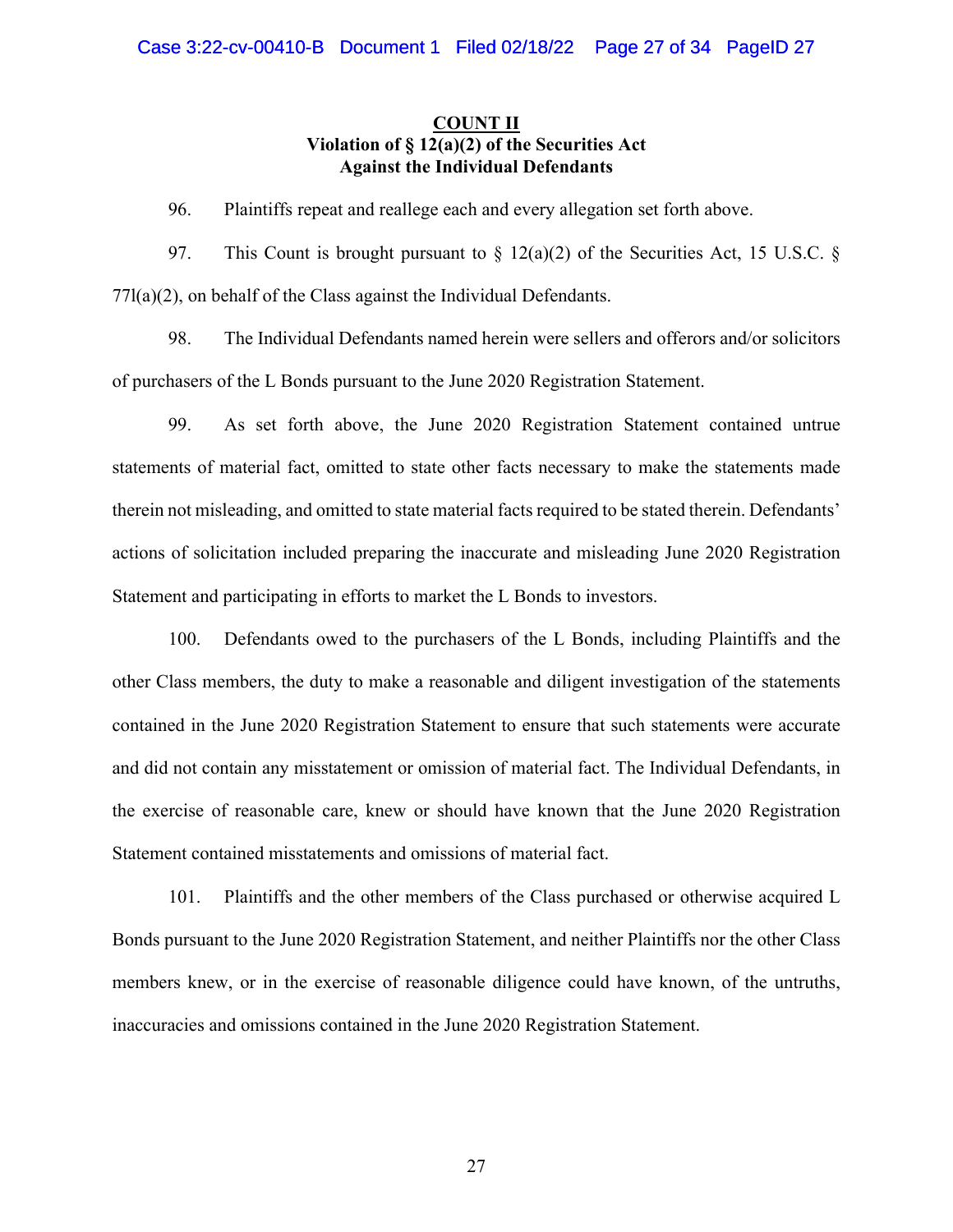**COUNT II**
**Violation of § 12(a)(2) of the Securities Act**
**Against the Individual Defendants**

96. Plaintiffs repeat and reallege each and every allegation set forth above.

97. This Count is brought pursuant to § 12(a)(2) of the Securities Act, 15 U.S.C. § 77l(a)(2), on behalf of the Class against the Individual Defendants.

98. The Individual Defendants named herein were sellers and offerors and/or solicitors of purchasers of the L Bonds pursuant to the June 2020 Registration Statement.

99. As set forth above, the June 2020 Registration Statement contained untrue statements of material fact, omitted to state other facts necessary to make the statements made therein not misleading, and omitted to state material facts required to be stated therein. Defendants' actions of solicitation included preparing the inaccurate and misleading June 2020 Registration Statement and participating in efforts to market the L Bonds to investors.

100. Defendants owed to the purchasers of the L Bonds, including Plaintiffs and the other Class members, the duty to make a reasonable and diligent investigation of the statements contained in the June 2020 Registration Statement to ensure that such statements were accurate and did not contain any misstatement or omission of material fact. The Individual Defendants, in the exercise of reasonable care, knew or should have known that the June 2020 Registration Statement contained misstatements and omissions of material fact.

101. Plaintiffs and the other members of the Class purchased or otherwise acquired L Bonds pursuant to the June 2020 Registration Statement, and neither Plaintiffs nor the other Class members knew, or in the exercise of reasonable diligence could have known, of the untruths, inaccuracies and omissions contained in the June 2020 Registration Statement.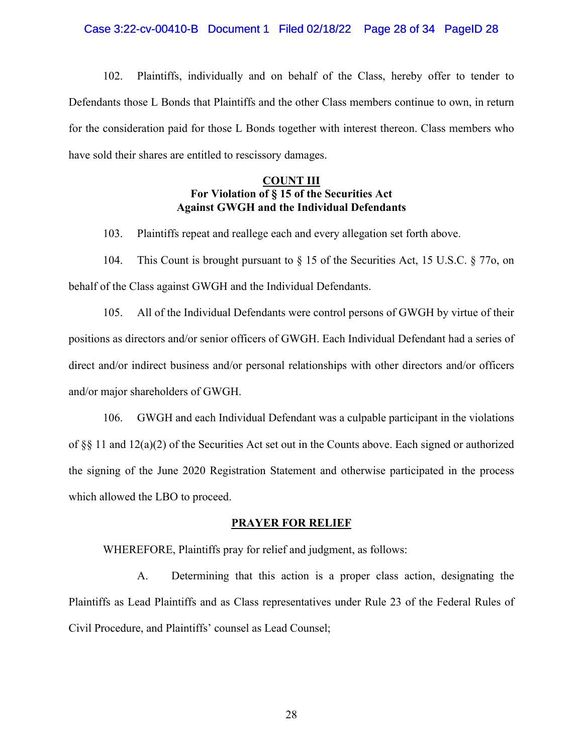102. Plaintiffs, individually and on behalf of the Class, hereby offer to tender to Defendants those L Bonds that Plaintiffs and the other Class members continue to own, in return for the consideration paid for those L Bonds together with interest thereon. Class members who have sold their shares are entitled to rescissory damages.

**COUNT III**
**For Violation of § 15 of the Securities Act**
**Against GWGH and the Individual Defendants**

103. Plaintiffs repeat and reallege each and every allegation set forth above.

104. This Count is brought pursuant to § 15 of the Securities Act, 15 U.S.C. § 77o, on behalf of the Class against GWGH and the Individual Defendants.

105. All of the Individual Defendants were control persons of GWGH by virtue of their positions as directors and/or senior officers of GWGH. Each Individual Defendant had a series of direct and/or indirect business and/or personal relationships with other directors and/or officers and/or major shareholders of GWGH.

106. GWGH and each Individual Defendant was a culpable participant in the violations of §§ 11 and 12(a)(2) of the Securities Act set out in the Counts above. Each signed or authorized the signing of the June 2020 Registration Statement and otherwise participated in the process which allowed the LBO to proceed.

**PRAYER FOR RELIEF**

WHEREFORE, Plaintiffs pray for relief and judgment, as follows:

A. Determining that this action is a proper class action, designating the Plaintiffs as Lead Plaintiffs and as Class representatives under Rule 23 of the Federal Rules of Civil Procedure, and Plaintiffs' counsel as Lead Counsel;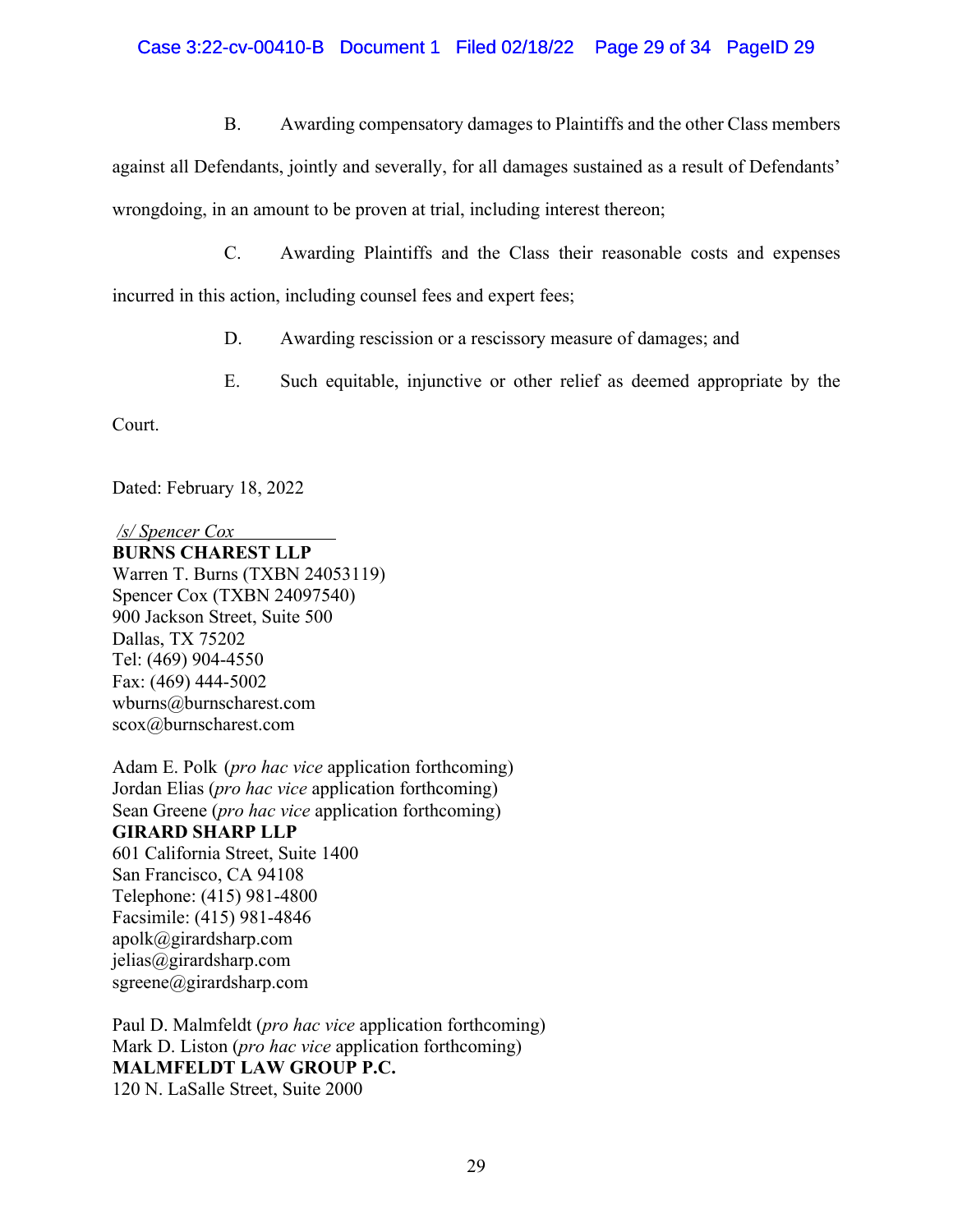B. Awarding compensatory damages to Plaintiffs and the other Class members against all Defendants, jointly and severally, for all damages sustained as a result of Defendants' wrongdoing, in an amount to be proven at trial, including interest thereon;

C. Awarding Plaintiffs and the Class their reasonable costs and expenses incurred in this action, including counsel fees and expert fees;

D. Awarding rescission or a rescissory measure of damages; and

E. Such equitable, injunctive or other relief as deemed appropriate by the Court.

Dated: February 18, 2022

*/s/ Spencer Cox*
**BURNS CHAREST LLP**
Warren T. Burns (TXBN 24053119)
Spencer Cox (TXBN 24097540)
900 Jackson Street, Suite 500
Dallas, TX 75202
Tel: (469) 904-4550
Fax: (469) 444-5002
wburns@burnscharest.com
scox@burnscharest.com

Adam E. Polk (*pro hac vice* application forthcoming)
Jordan Elias (*pro hac vice* application forthcoming)
Sean Greene (*pro hac vice* application forthcoming)
**GIRARD SHARP LLP**
601 California Street, Suite 1400
San Francisco, CA 94108
Telephone: (415) 981-4800
Facsimile: (415) 981-4846
apolk@girardsharp.com
jelias@girardsharp.com
sgreene@girardsharp.com

Paul D. Malmfeldt (*pro hac vice* application forthcoming)
Mark D. Liston (*pro hac vice* application forthcoming)
**MALMFELDT LAW GROUP P.C.**
120 N. LaSalle Street, Suite 2000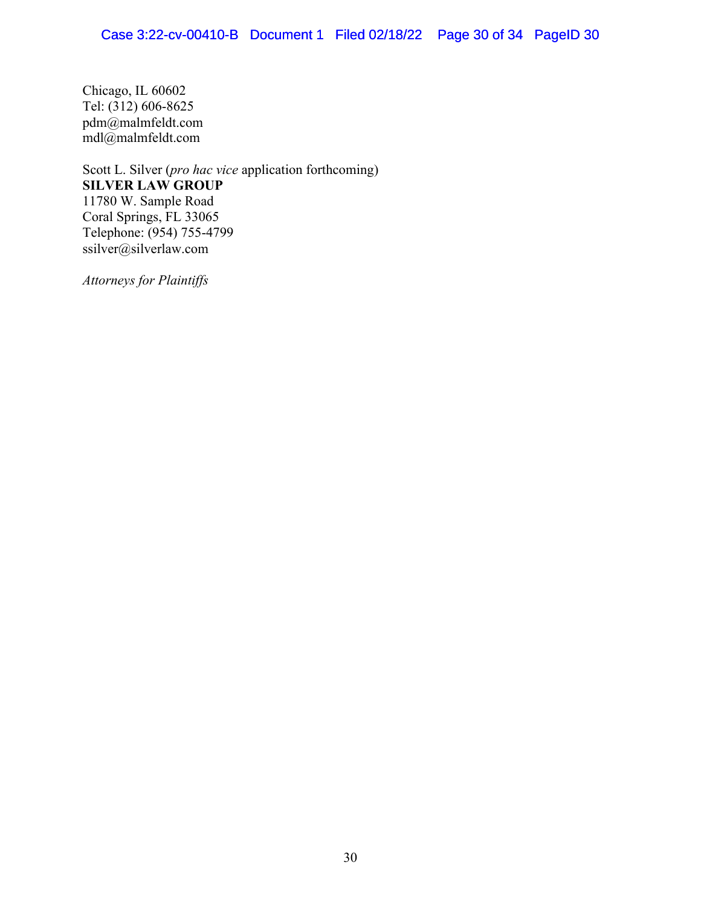Chicago, IL 60602
Tel: (312) 606-8625
pdm@malmfeldt.com
mdl@malmfeldt.com

Scott L. Silver (*pro hac vice* application forthcoming)
**SILVER LAW GROUP**
11780 W. Sample Road
Coral Springs, FL 33065
Telephone: (954) 755-4799
ssilver@silverlaw.com

*Attorneys for Plaintiffs*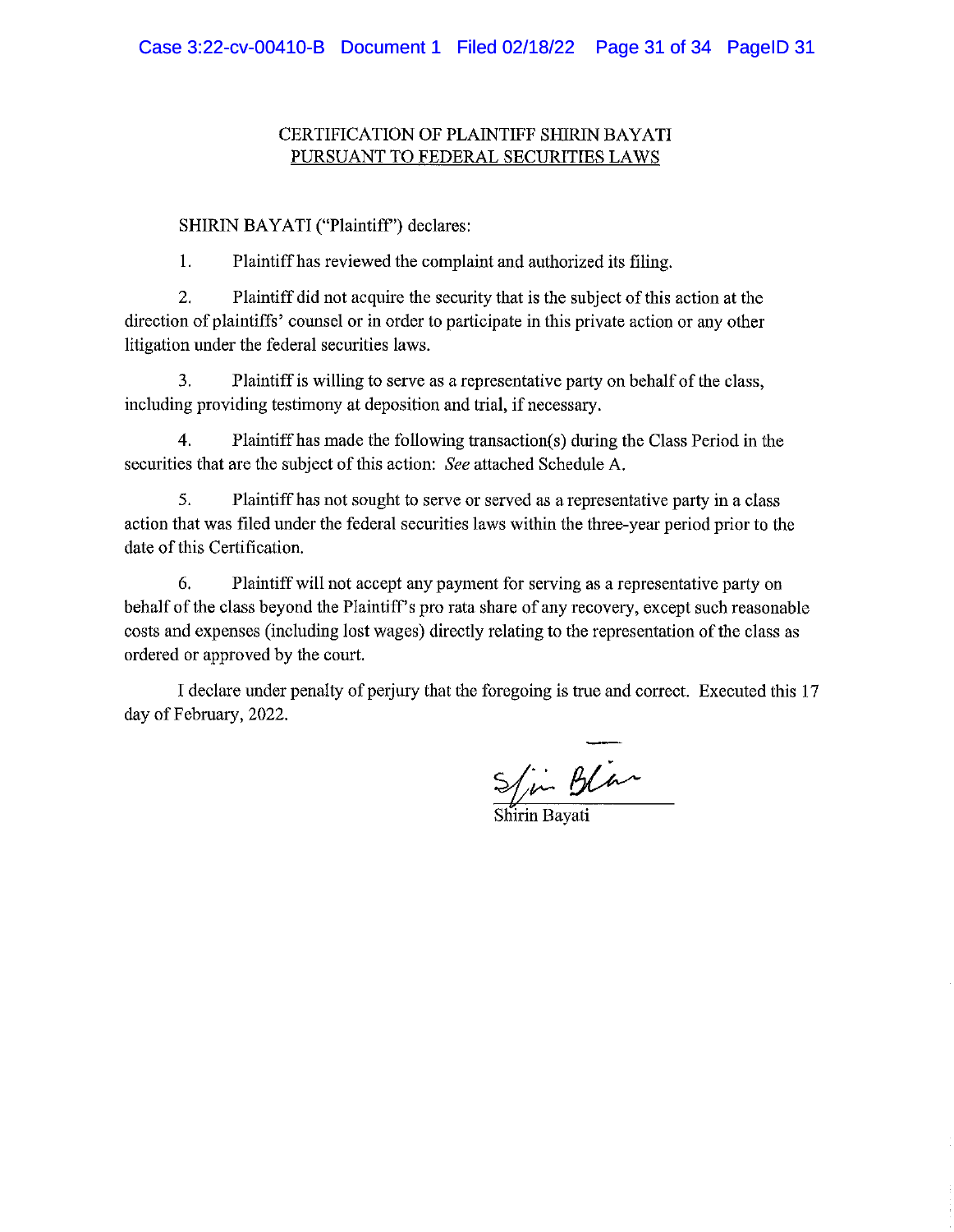## CERTIFICATION OF PLAINTIFF SHIRIN BAYATI PURSUANT TO FEDERAL SECURITIES LAWS

SHIRIN BAYATI ("Plaintiff") declares:

1. Plaintiff has reviewed the complaint and authorized its filing.

2. Plaintiff did not acquire the security that is the subject of this action at the direction of plaintiffs' counsel or in order to participate in this private action or any other litigation under the federal securities laws.

3. Plaintiff is willing to serve as a representative party on behalf of the class, including providing testimony at deposition and trial, if necessary.

4. Plaintiff has made the following transaction(s) during the Class Period in the securities that are the subject of this action: *See* attached Schedule A.

5. Plaintiff has not sought to serve or served as a representative party in a class action that was filed under the federal securities laws within the three-year period prior to the date of this Certification.

6. Plaintiff will not accept any payment for serving as a representative party on behalf of the class beyond the Plaintiff's pro rata share of any recovery, except such reasonable costs and expenses (including lost wages) directly relating to the representation of the class as ordered or approved by the court.

I declare under penalty of perjury that the foregoing is true and correct. Executed this 17 day of February, 2022.

Shirin Bayati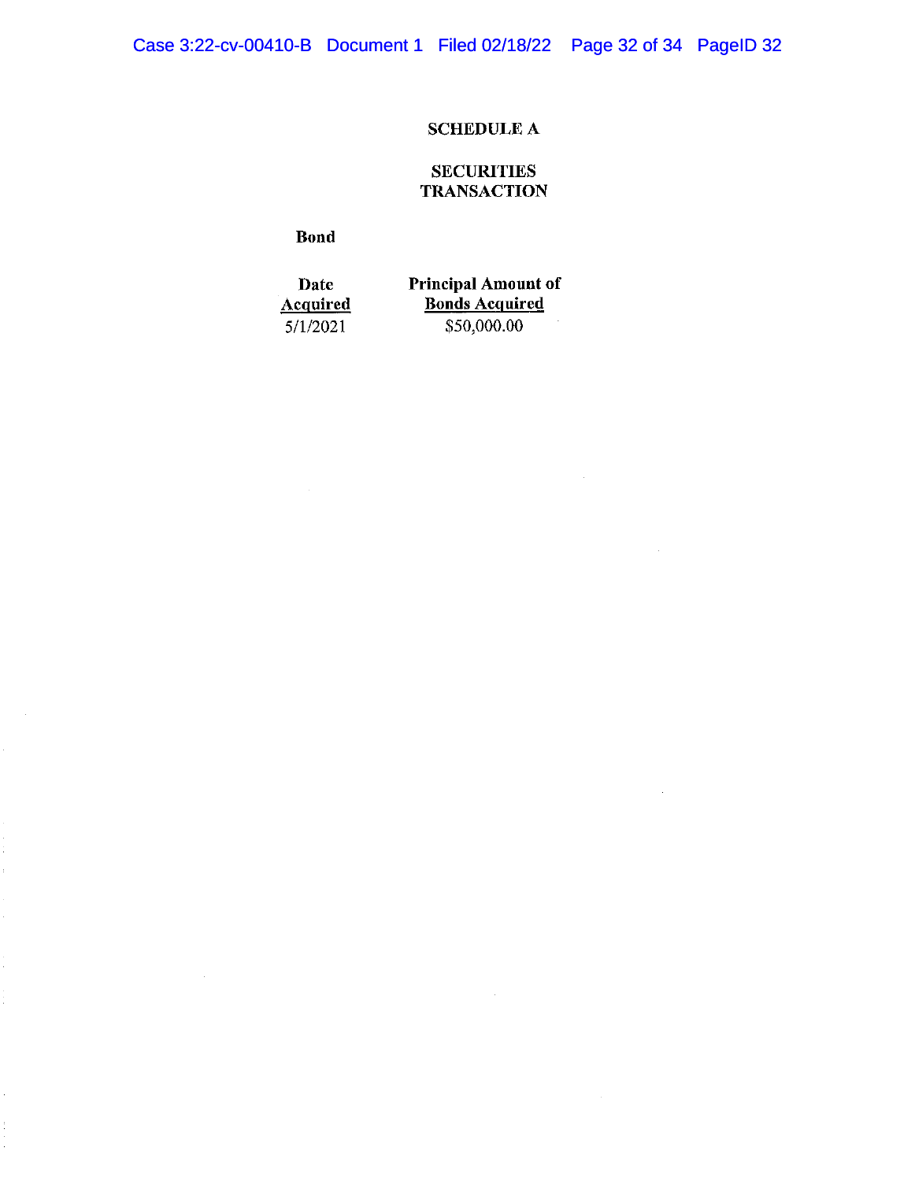# SCHEDULE A

## SECURITIES TRANSACTION

**Bond**

| Date Acquired | Principal Amount of Bonds Acquired |
|---|---|
| 5/1/2021 | $50,000.00 |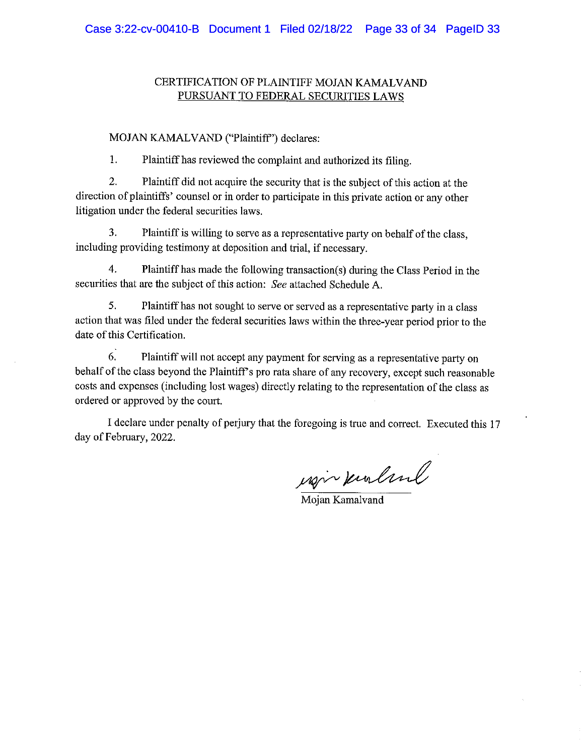# CERTIFICATION OF PLAINTIFF MOJAN KAMALVAND PURSUANT TO FEDERAL SECURITIES LAWS

MOJAN KAMALVAND ("Plaintiff") declares:

1. Plaintiff has reviewed the complaint and authorized its filing.

2. Plaintiff did not acquire the security that is the subject of this action at the direction of plaintiffs' counsel or in order to participate in this private action or any other litigation under the federal securities laws.

3. Plaintiff is willing to serve as a representative party on behalf of the class, including providing testimony at deposition and trial, if necessary.

4. Plaintiff has made the following transaction(s) during the Class Period in the securities that are the subject of this action: *See* attached Schedule A.

5. Plaintiff has not sought to serve or served as a representative party in a class action that was filed under the federal securities laws within the three-year period prior to the date of this Certification.

6. Plaintiff will not accept any payment for serving as a representative party on behalf of the class beyond the Plaintiff's pro rata share of any recovery, except such reasonable costs and expenses (including lost wages) directly relating to the representation of the class as ordered or approved by the court.

I declare under penalty of perjury that the foregoing is true and correct. Executed this 17 day of February, 2022.

Mojan Kamalvand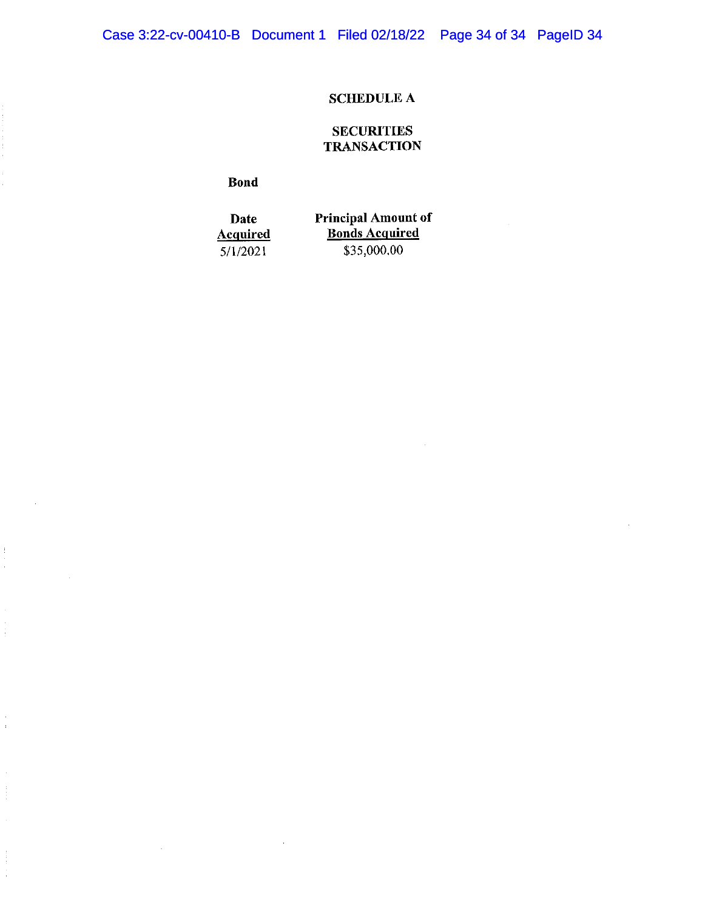# SCHEDULE A

## SECURITIES TRANSACTION

**Bond**

| Date Acquired | Principal Amount of Bonds Acquired |
|---|---|
| 5/1/2021 | $35,000.00 |